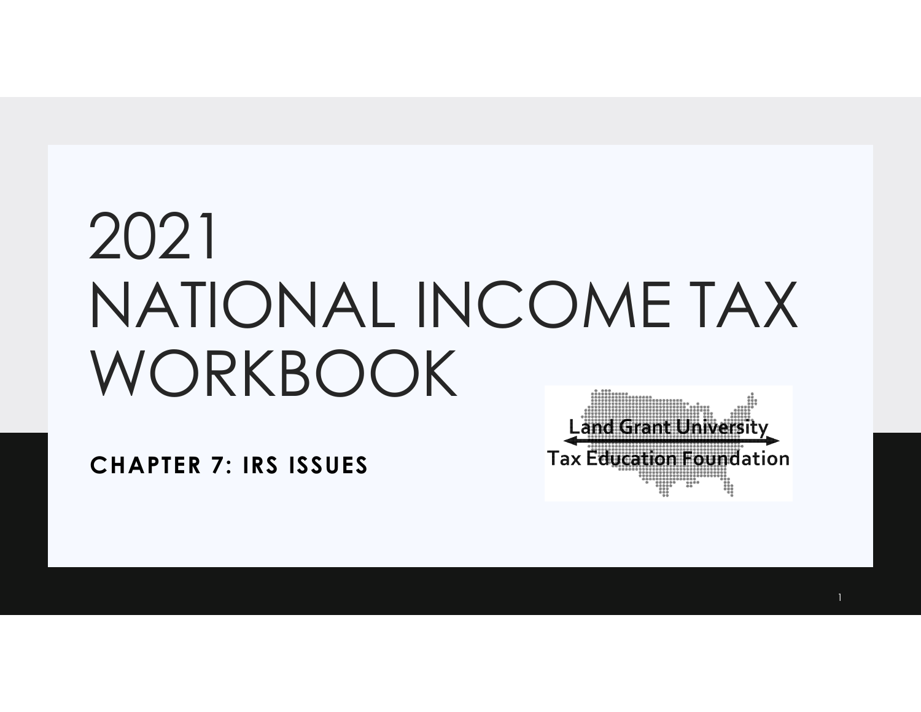# 2021 NATIONAL INCOME TAX WORKBOOK

## CHAPTER 7: IRS ISSUES

Land Grant University Tax Education Foundation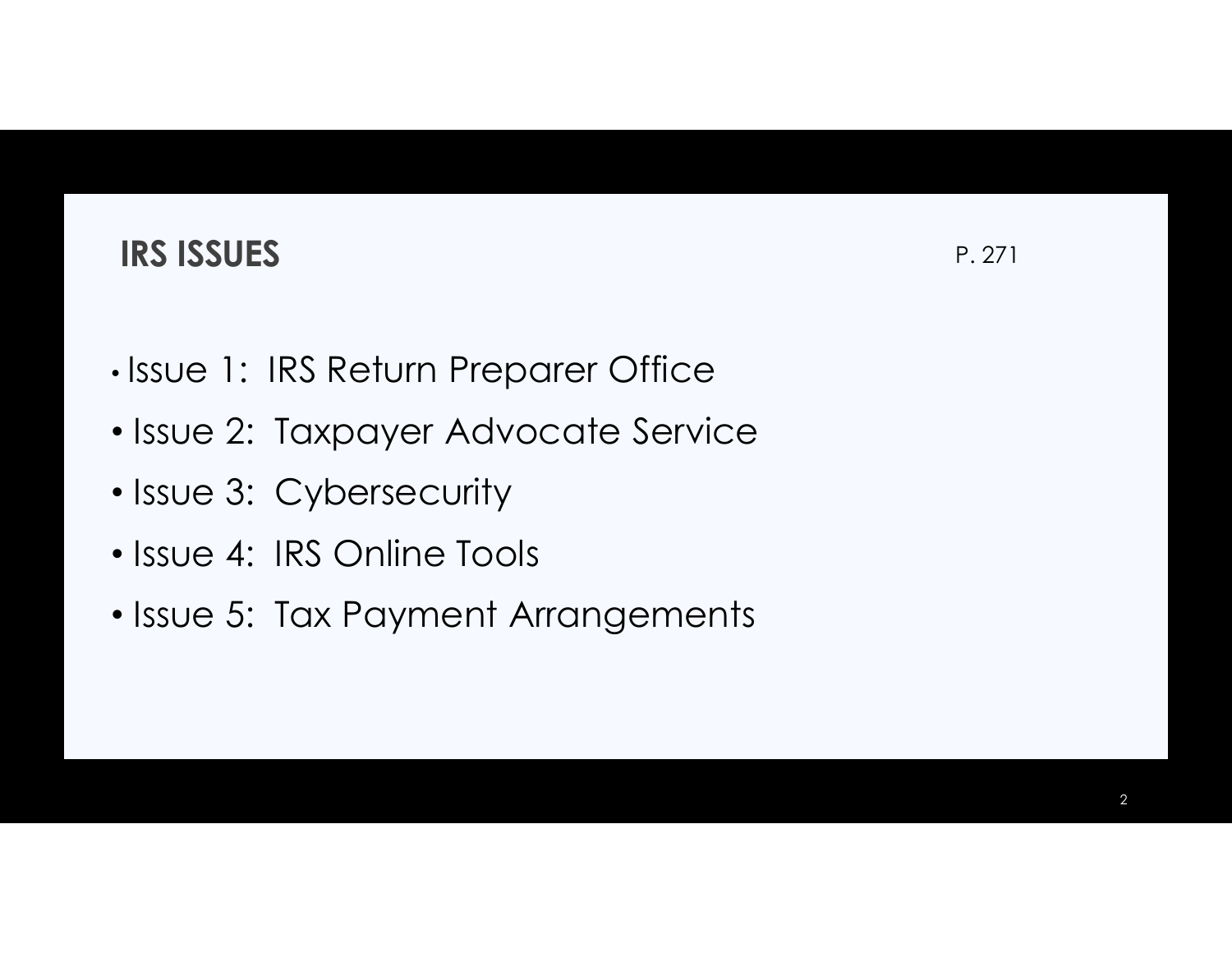## IRS ISSUES

P. 271

- Issue 1: IRS Return Preparer Office
- Issue 2: Taxpayer Advocate Service
- Issue 3: Cybersecurity
- Issue 4: IRS Online Tools
- Issue 5: Tax Payment Arrangements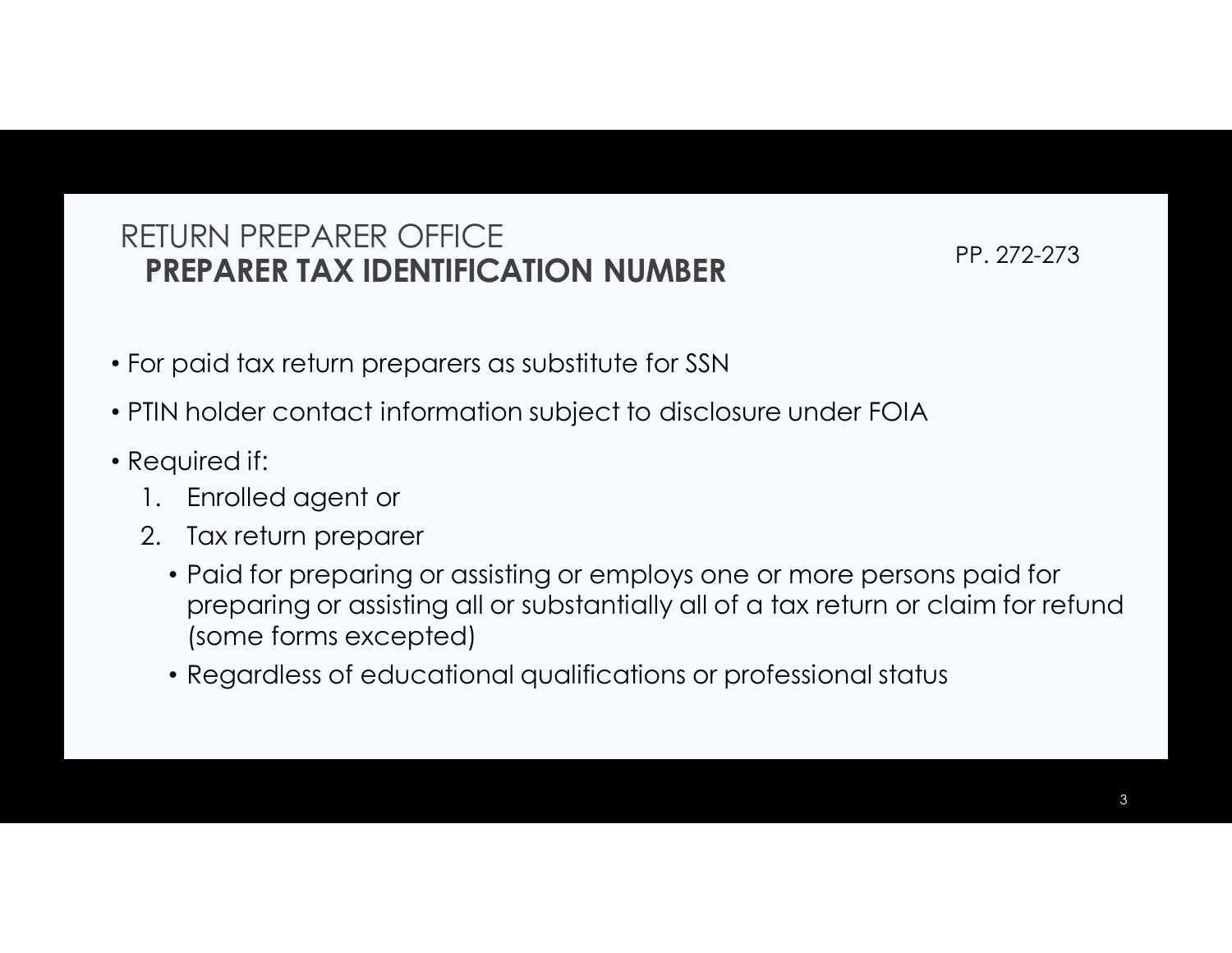## RETURN PREPARER OFFICE
### PREPARER TAX IDENTIFICATION NUMBER

PP. 272-273

- For paid tax return preparers as substitute for SSN
- PTIN holder contact information subject to disclosure under FOIA
- Required if:
  1. Enrolled agent or
  2. Tax return preparer
     - Paid for preparing or assisting or employs one or more persons paid for preparing or assisting all or substantially all of a tax return or claim for refund (some forms excepted)
     - Regardless of educational qualifications or professional status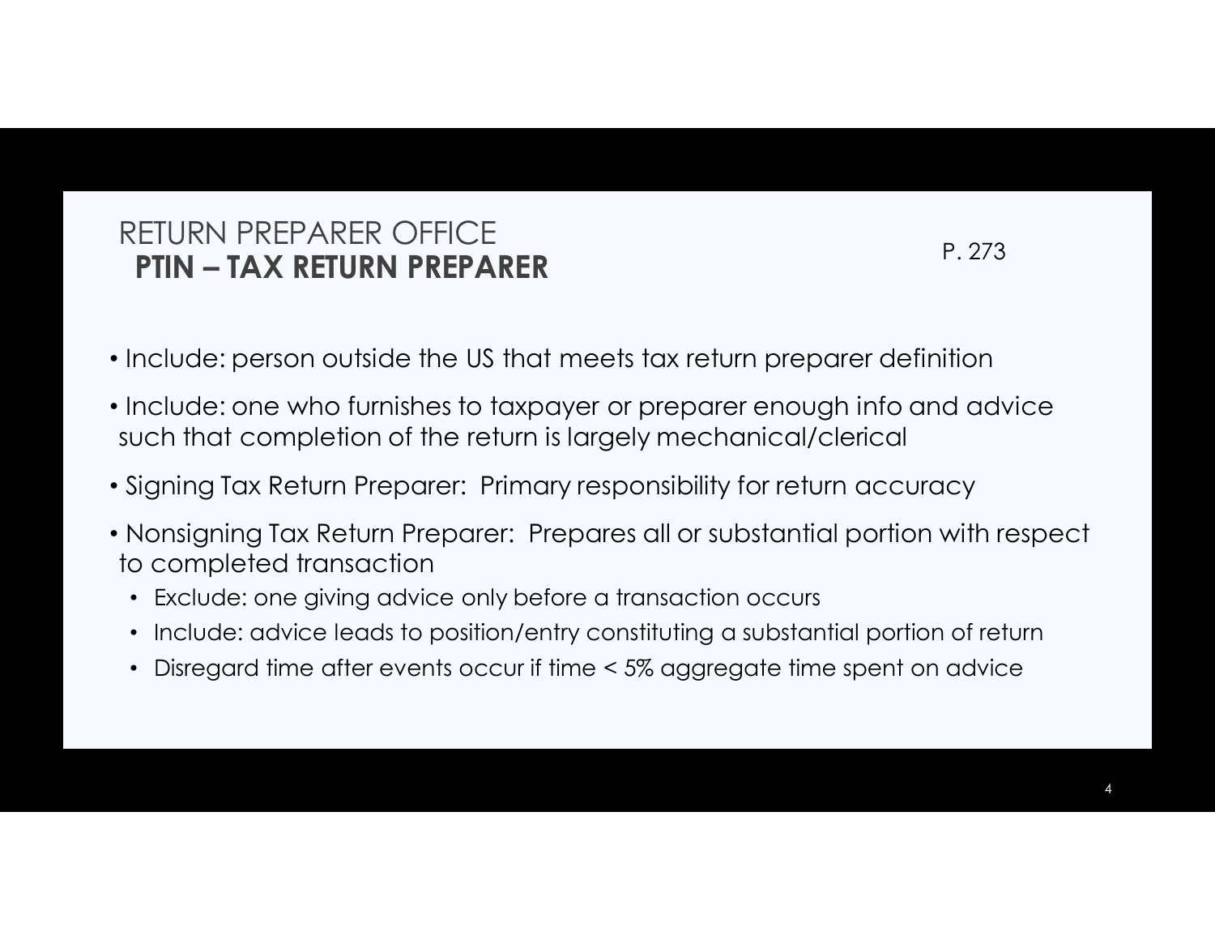# RETURN PREPARER OFFICE
## PTIN – TAX RETURN PREPARER

P. 273

- Include: person outside the US that meets tax return preparer definition
- Include: one who furnishes to taxpayer or preparer enough info and advice such that completion of the return is largely mechanical/clerical
- Signing Tax Return Preparer: Primary responsibility for return accuracy
- Nonsigning Tax Return Preparer: Prepares all or substantial portion with respect to completed transaction
  - Exclude: one giving advice only before a transaction occurs
  - Include: advice leads to position/entry constituting a substantial portion of return
  - Disregard time after events occur if time < 5% aggregate time spent on advice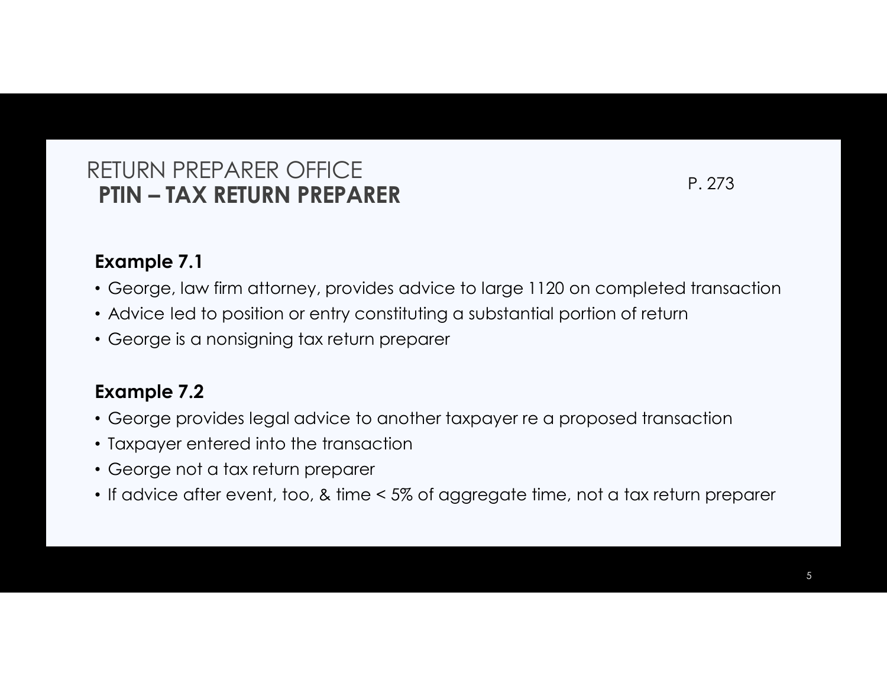# RETURN PREPARER OFFICE
## PTIN – TAX RETURN PREPARER

P. 273

**Example 7.1**

- George, law firm attorney, provides advice to large 1120 on completed transaction
- Advice led to position or entry constituting a substantial portion of return
- George is a nonsigning tax return preparer

**Example 7.2**

- George provides legal advice to another taxpayer re a proposed transaction
- Taxpayer entered into the transaction
- George not a tax return preparer
- If advice after event, too, & time < 5% of aggregate time, not a tax return preparer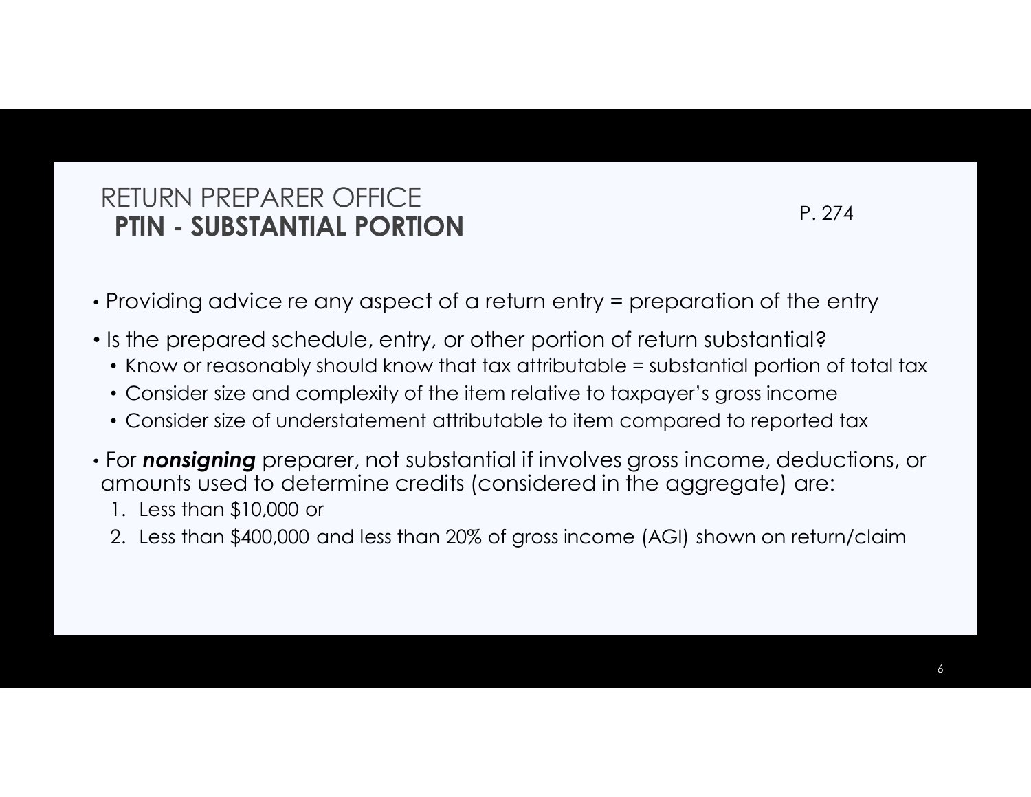## RETURN PREPARER OFFICE

### PTIN - SUBSTANTIAL PORTION

P. 274

- Providing advice re any aspect of a return entry = preparation of the entry
- Is the prepared schedule, entry, or other portion of return substantial?
  - Know or reasonably should know that tax attributable = substantial portion of total tax
  - Consider size and complexity of the item relative to taxpayer's gross income
  - Consider size of understatement attributable to item compared to reported tax
- For ***nonsigning*** preparer, not substantial if involves gross income, deductions, or amounts used to determine credits (considered in the aggregate) are:
  1. Less than $10,000 or
  2. Less than $400,000 and less than 20% of gross income (AGI) shown on return/claim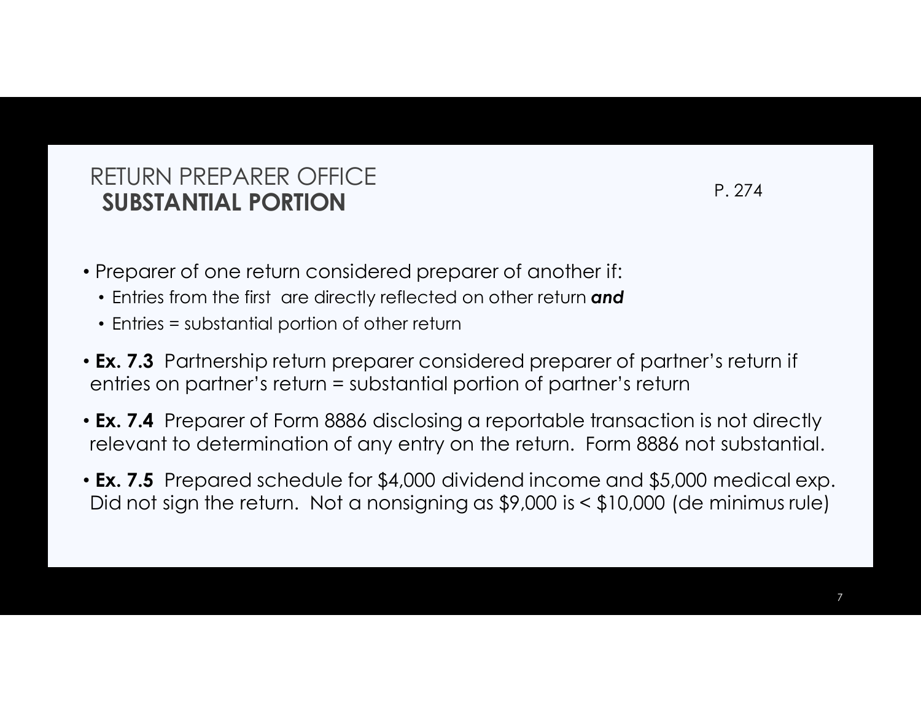# RETURN PREPARER OFFICE
## SUBSTANTIAL PORTION

P. 274

- Preparer of one return considered preparer of another if:
  - Entries from the first are directly reflected on other return ***and***
  - Entries = substantial portion of other return
- **Ex. 7.3** Partnership return preparer considered preparer of partner's return if entries on partner's return = substantial portion of partner's return
- **Ex. 7.4** Preparer of Form 8886 disclosing a reportable transaction is not directly relevant to determination of any entry on the return. Form 8886 not substantial.
- **Ex. 7.5** Prepared schedule for $4,000 dividend income and $5,000 medical exp. Did not sign the return. Not a nonsigning as $9,000 is < $10,000 (de minimus rule)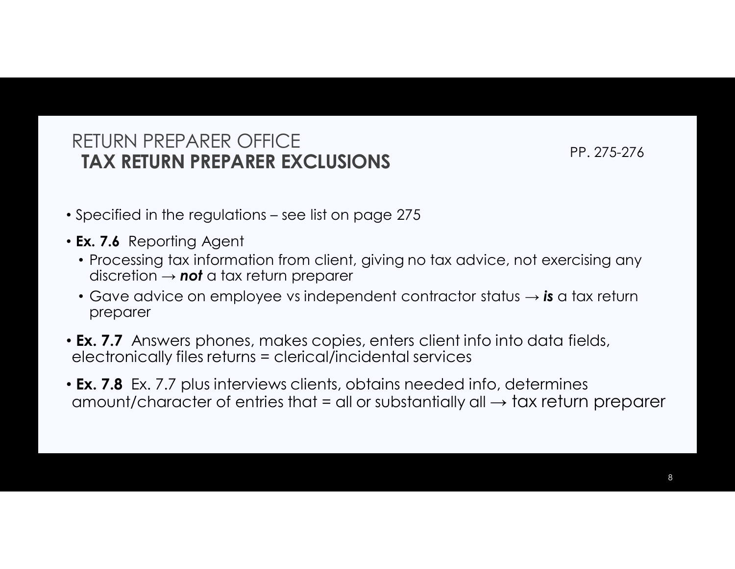# RETURN PREPARER OFFICE
## TAX RETURN PREPARER EXCLUSIONS

PP. 275-276

- Specified in the regulations – see list on page 275
- **Ex. 7.6** Reporting Agent
  - Processing tax information from client, giving no tax advice, not exercising any discretion → ***not*** a tax return preparer
  - Gave advice on employee vs independent contractor status → ***is*** a tax return preparer
- **Ex. 7.7** Answers phones, makes copies, enters client info into data fields, electronically files returns = clerical/incidental services
- **Ex. 7.8** Ex. 7.7 plus interviews clients, obtains needed info, determines amount/character of entries that = all or substantially all → tax return preparer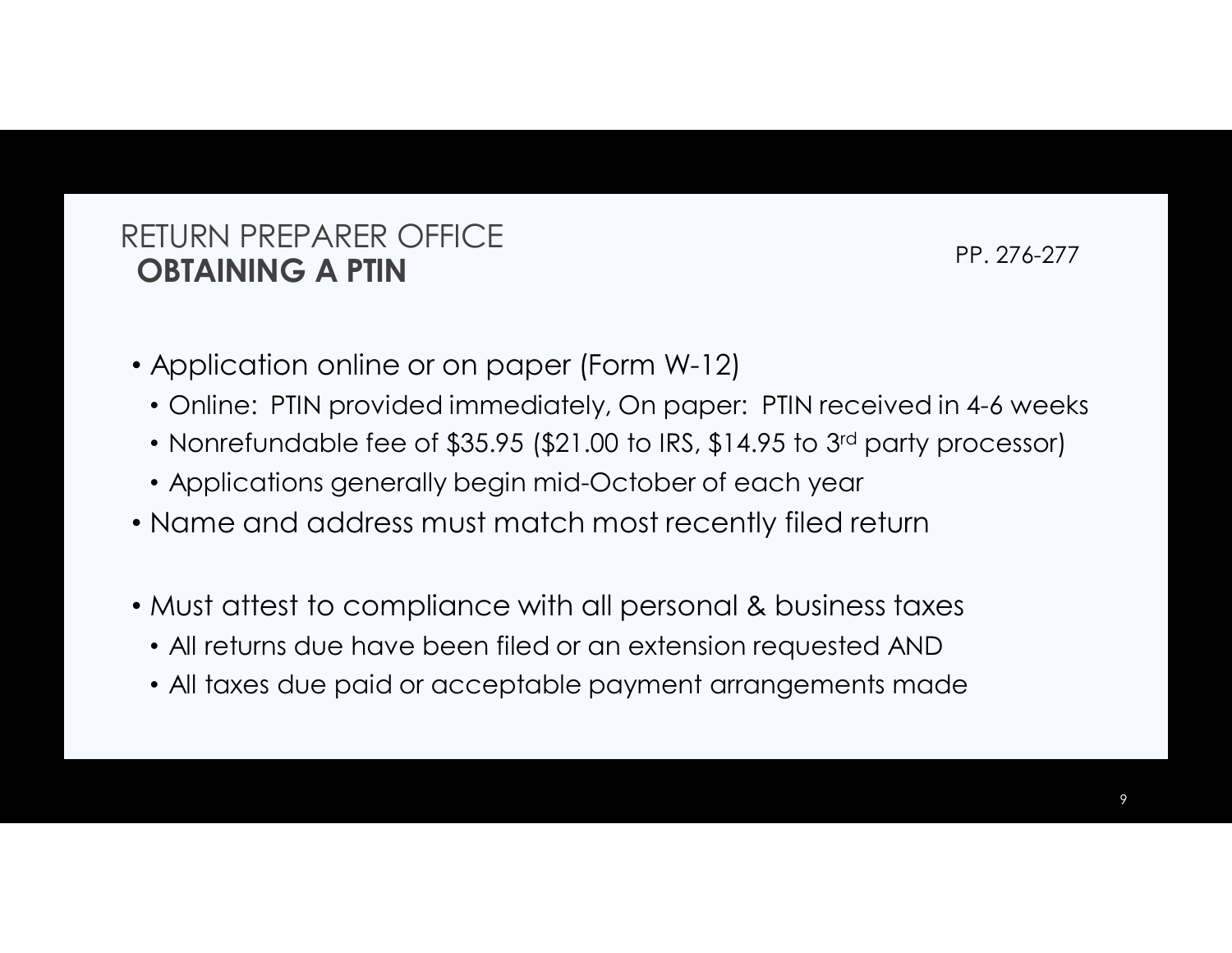# RETURN PREPARER OFFICE
## OBTAINING A PTIN

PP. 276-277

- Application online or on paper (Form W-12)
  - Online: PTIN provided immediately, On paper: PTIN received in 4-6 weeks
  - Nonrefundable fee of $35.95 ($21.00 to IRS, $14.95 to 3rd party processor)
  - Applications generally begin mid-October of each year
- Name and address must match most recently filed return

- Must attest to compliance with all personal & business taxes
  - All returns due have been filed or an extension requested AND
  - All taxes due paid or acceptable payment arrangements made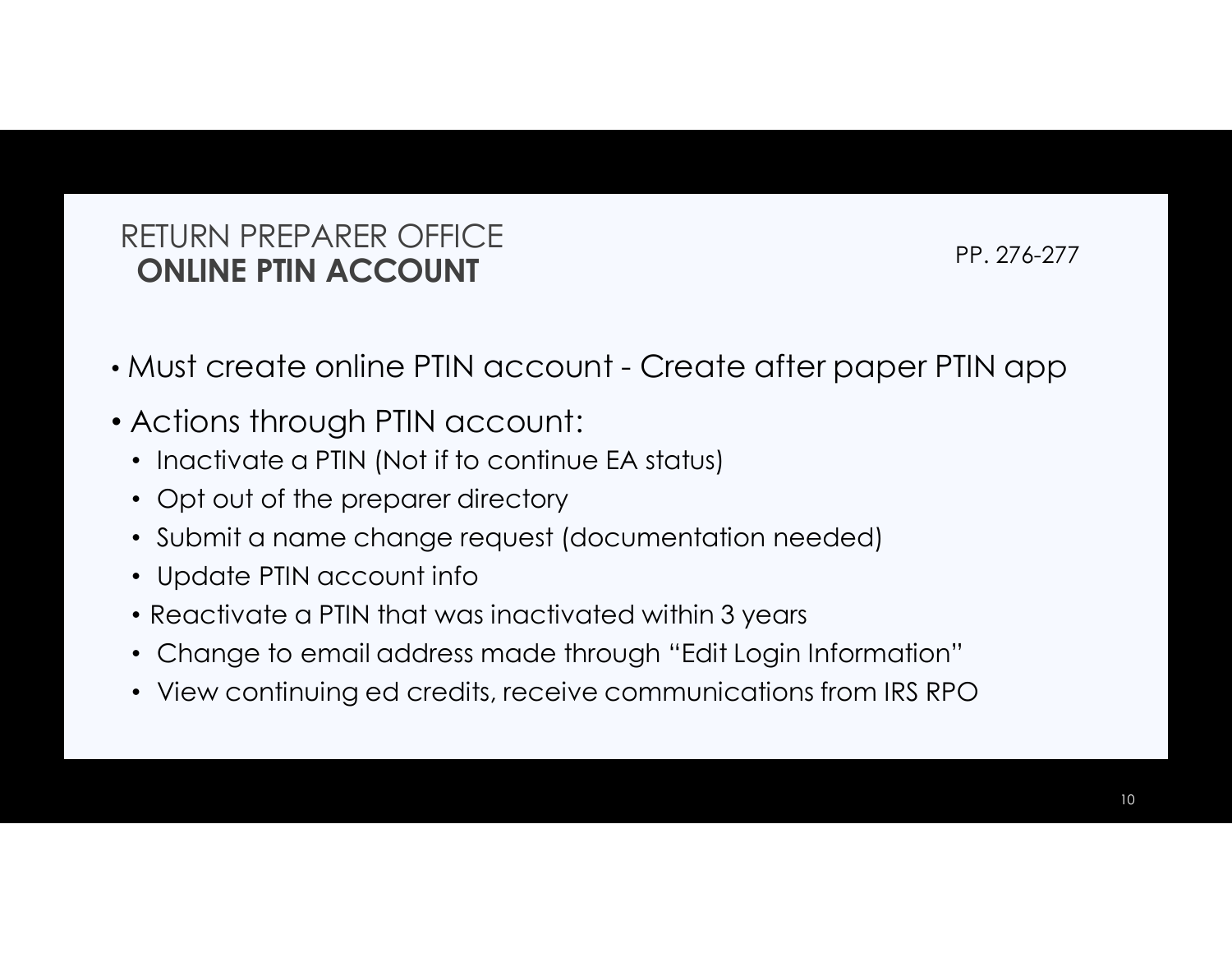## RETURN PREPARER OFFICE
## **ONLINE PTIN ACCOUNT**

PP. 276-277

- Must create online PTIN account - Create after paper PTIN app
- Actions through PTIN account:
  - Inactivate a PTIN (Not if to continue EA status)
  - Opt out of the preparer directory
  - Submit a name change request (documentation needed)
  - Update PTIN account info
  - Reactivate a PTIN that was inactivated within 3 years
  - Change to email address made through "Edit Login Information"
  - View continuing ed credits, receive communications from IRS RPO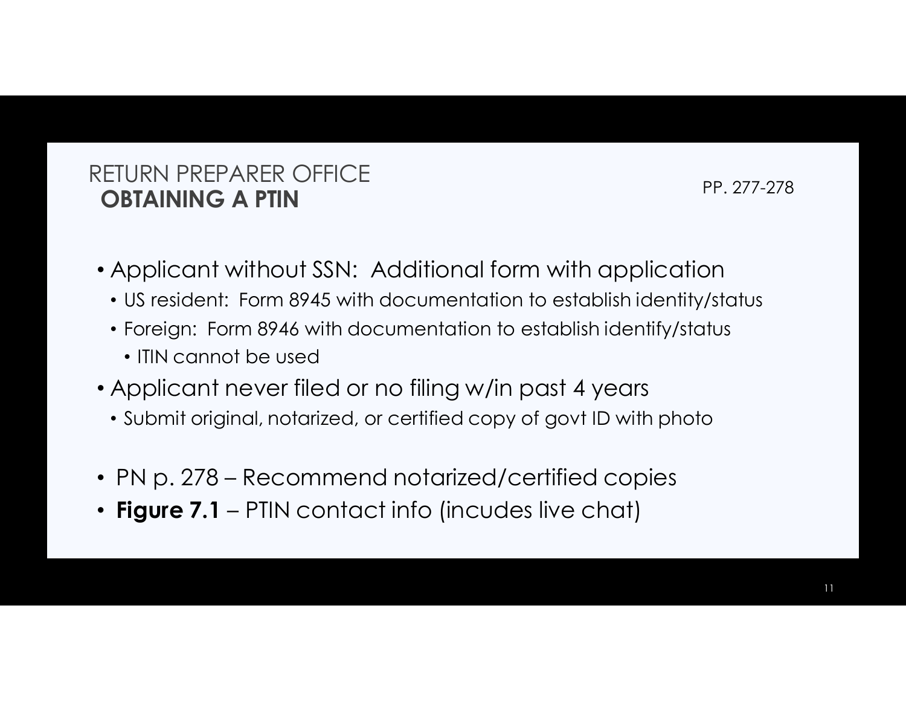## RETURN PREPARER OFFICE
### OBTAINING A PTIN

PP. 277-278

- Applicant without SSN: Additional form with application
  - US resident: Form 8945 with documentation to establish identity/status
  - Foreign: Form 8946 with documentation to establish identify/status
    - ITIN cannot be used
- Applicant never filed or no filing w/in past 4 years
  - Submit original, notarized, or certified copy of govt ID with photo
- PN p. 278 – Recommend notarized/certified copies
- **Figure 7.1** – PTIN contact info (incudes live chat)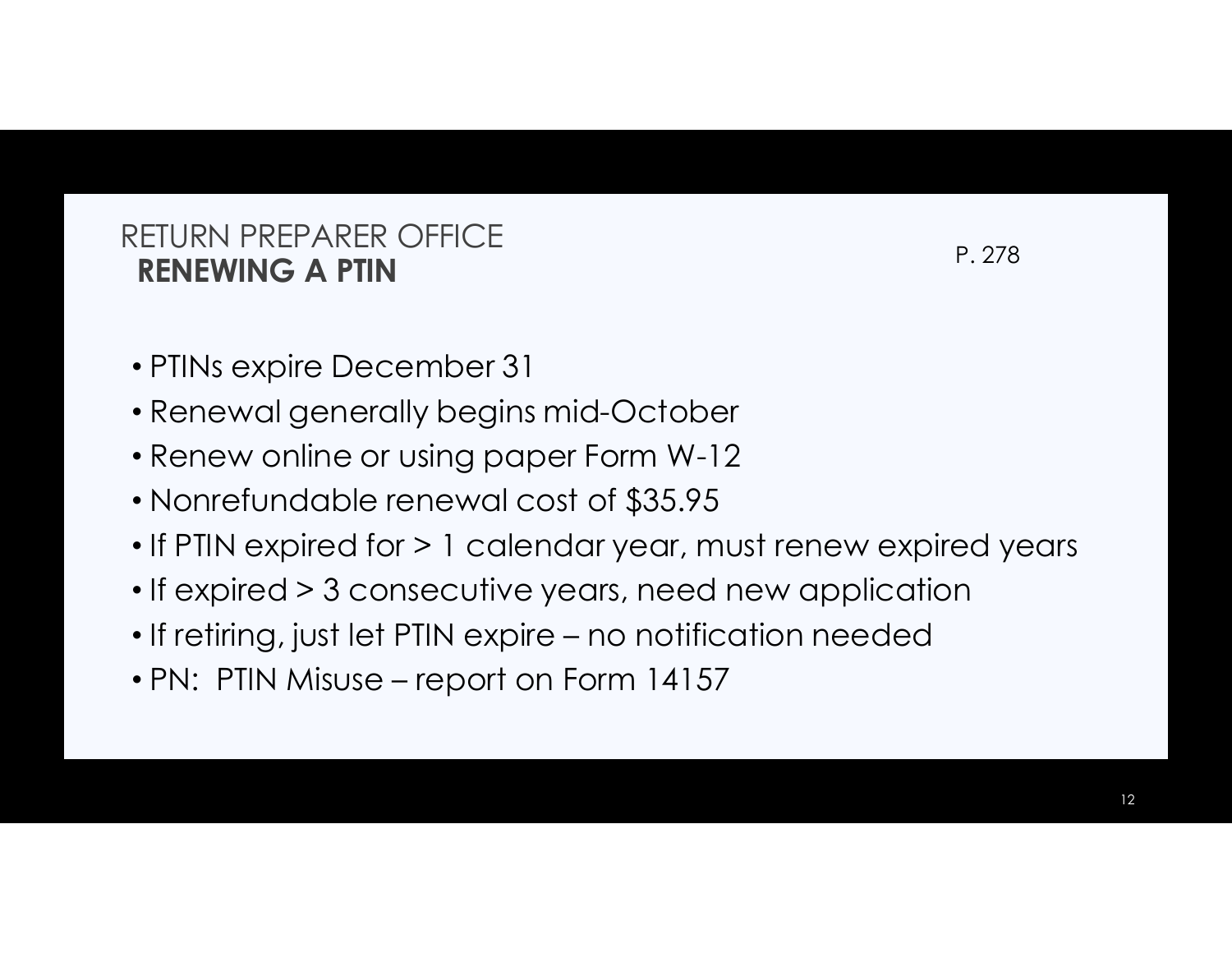## RETURN PREPARER OFFICE
### RENEWING A PTIN

P. 278

- PTINs expire December 31
- Renewal generally begins mid-October
- Renew online or using paper Form W-12
- Nonrefundable renewal cost of $35.95
- If PTIN expired for > 1 calendar year, must renew expired years
- If expired > 3 consecutive years, need new application
- If retiring, just let PTIN expire – no notification needed
- PN:  PTIN Misuse – report on Form 14157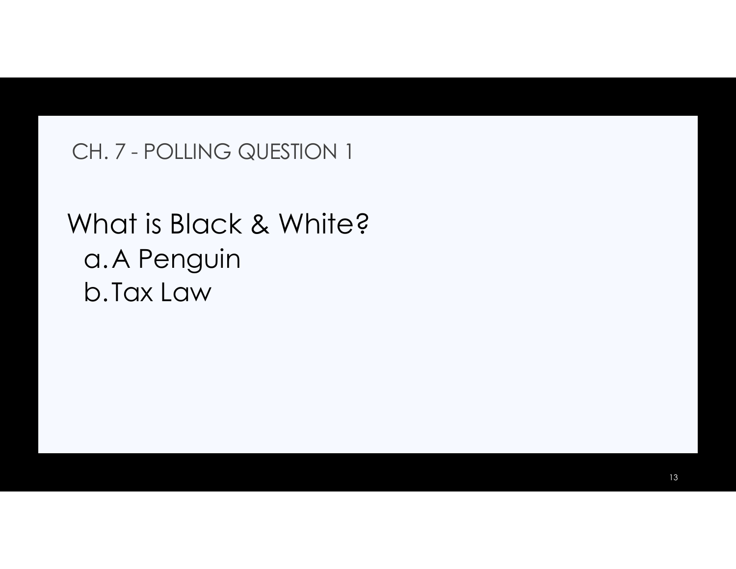## CH. 7 - POLLING QUESTION 1

What is Black & White?

a. A Penguin
b. Tax Law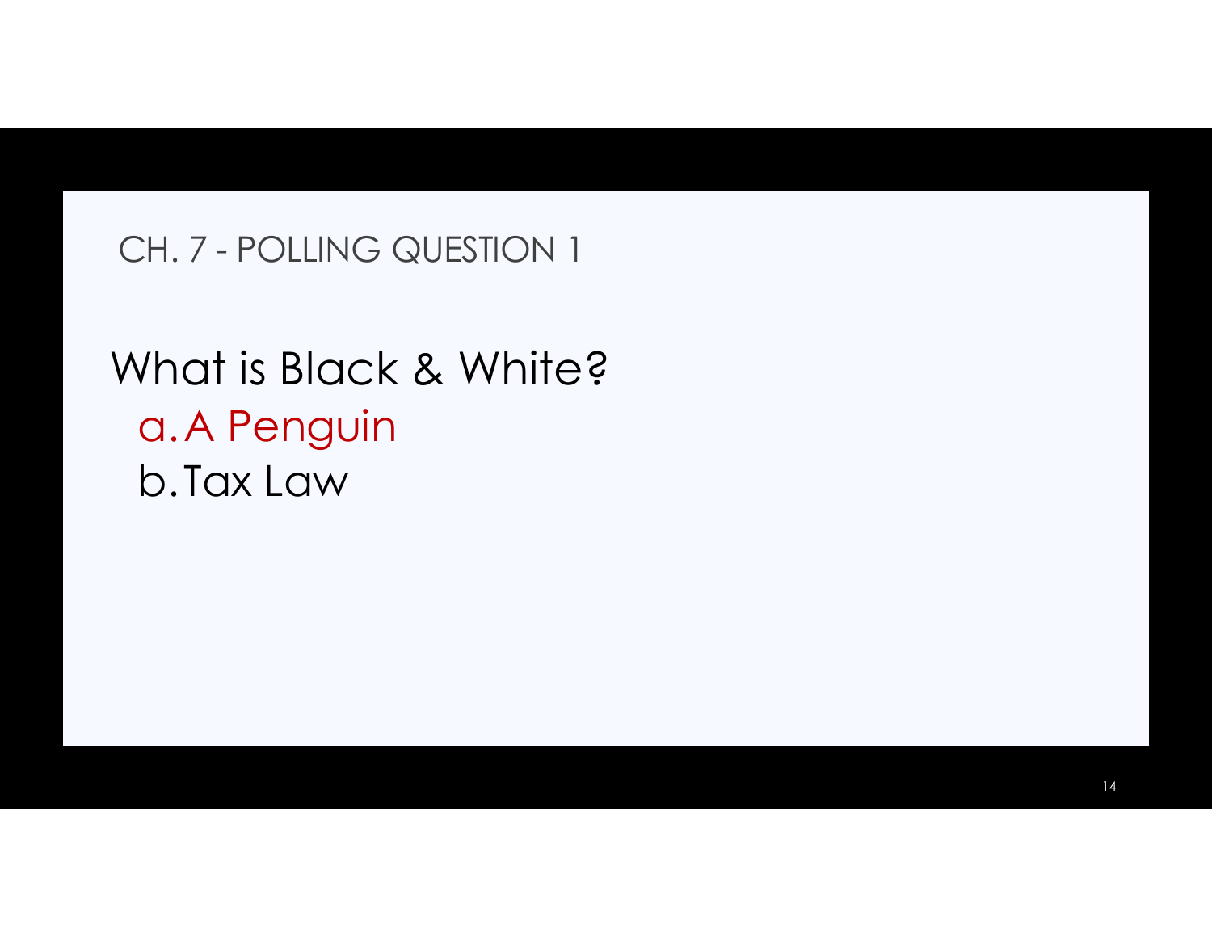## CH. 7 - POLLING QUESTION 1

What is Black & White?

a. A Penguin

b. Tax Law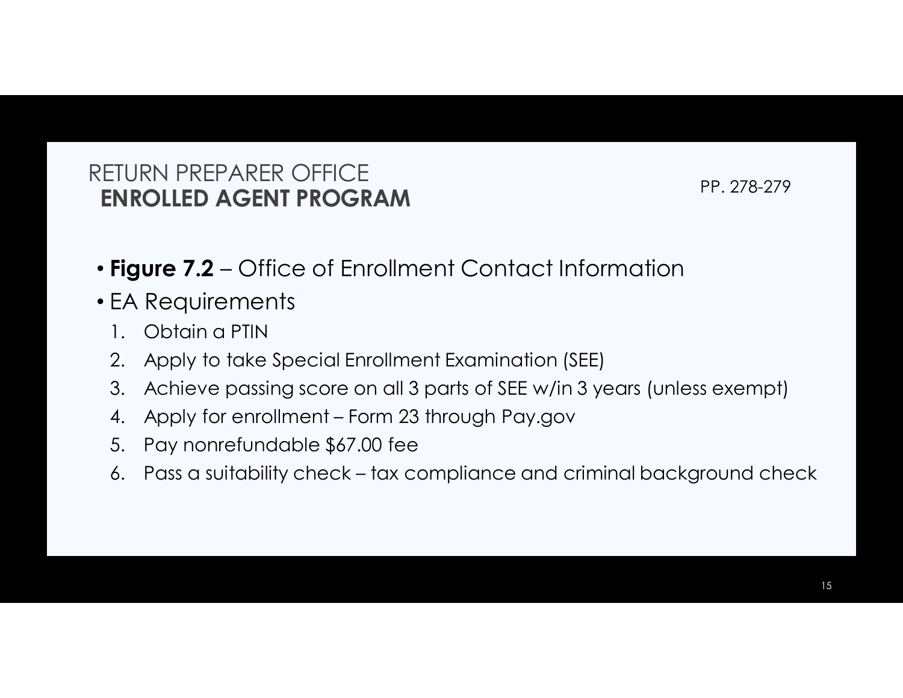## RETURN PREPARER OFFICE
## **ENROLLED AGENT PROGRAM**

PP. 278-279

- **Figure 7.2** – Office of Enrollment Contact Information
- EA Requirements
  1. Obtain a PTIN
  2. Apply to take Special Enrollment Examination (SEE)
  3. Achieve passing score on all 3 parts of SEE w/in 3 years (unless exempt)
  4. Apply for enrollment – Form 23 through Pay.gov
  5. Pay nonrefundable $67.00 fee
  6. Pass a suitability check – tax compliance and criminal background check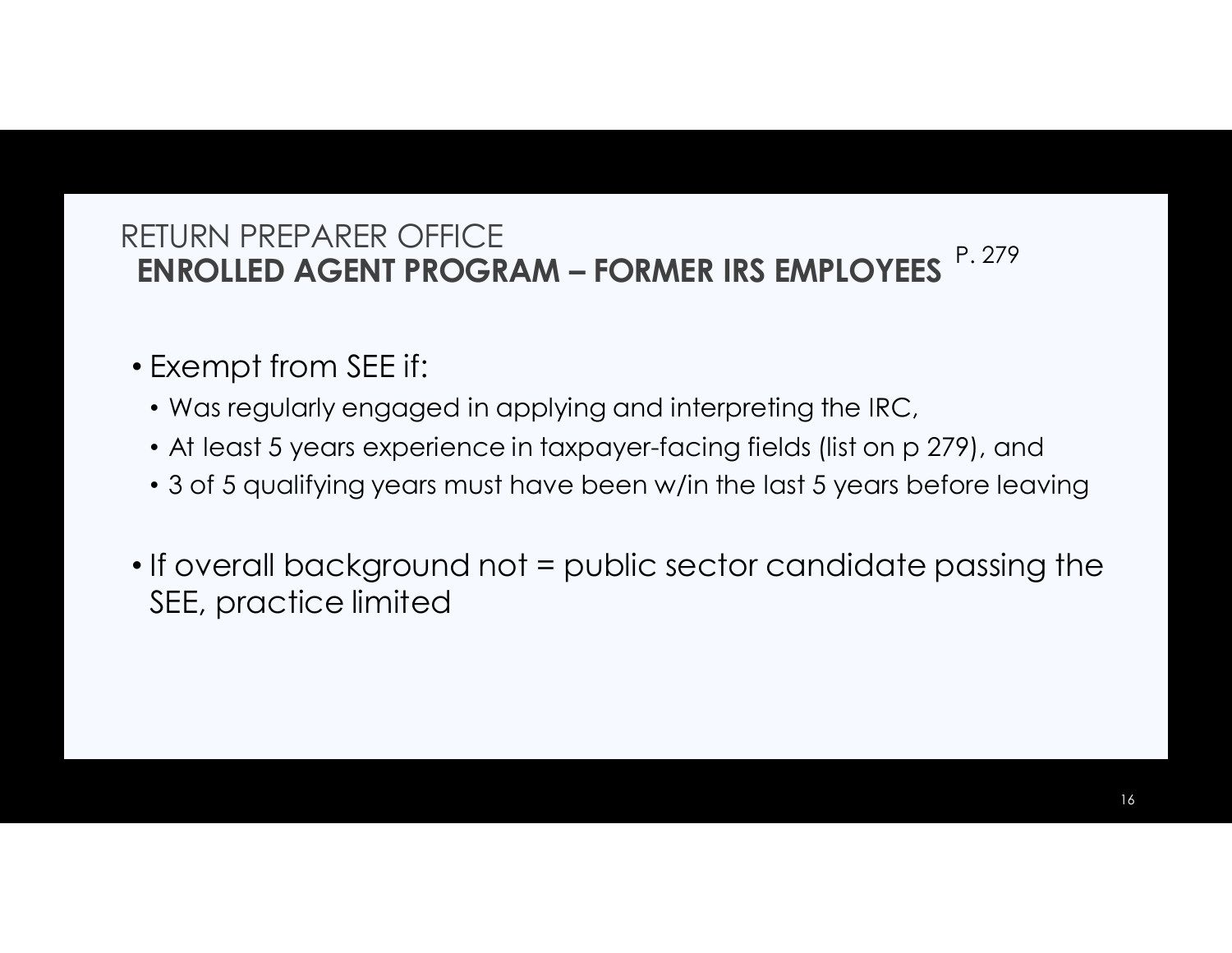# RETURN PREPARER OFFICE

## ENROLLED AGENT PROGRAM – FORMER IRS EMPLOYEES P. 279

- Exempt from SEE if:
  - Was regularly engaged in applying and interpreting the IRC,
  - At least 5 years experience in taxpayer-facing fields (list on p 279), and
  - 3 of 5 qualifying years must have been w/in the last 5 years before leaving
- If overall background not = public sector candidate passing the SEE, practice limited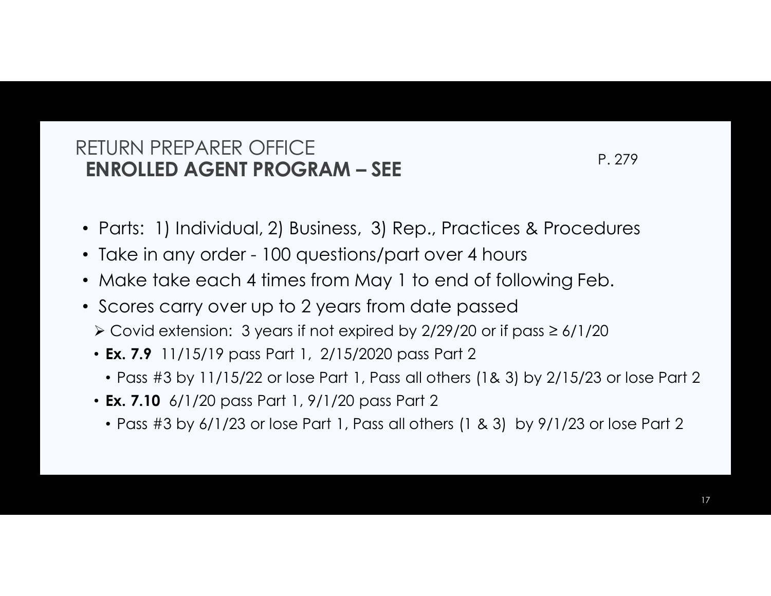## RETURN PREPARER OFFICE
## **ENROLLED AGENT PROGRAM – SEE**

P. 279

- Parts: 1) Individual, 2) Business, 3) Rep., Practices & Procedures
- Take in any order - 100 questions/part over 4 hours
- Make take each 4 times from May 1 to end of following Feb.
- Scores carry over up to 2 years from date passed
  - Covid extension: 3 years if not expired by 2/29/20 or if pass ≥ 6/1/20
  - **Ex. 7.9** 11/15/19 pass Part 1, 2/15/2020 pass Part 2
    - Pass #3 by 11/15/22 or lose Part 1, Pass all others (1& 3) by 2/15/23 or lose Part 2
  - **Ex. 7.10** 6/1/20 pass Part 1, 9/1/20 pass Part 2
    - Pass #3 by 6/1/23 or lose Part 1, Pass all others (1 & 3) by 9/1/23 or lose Part 2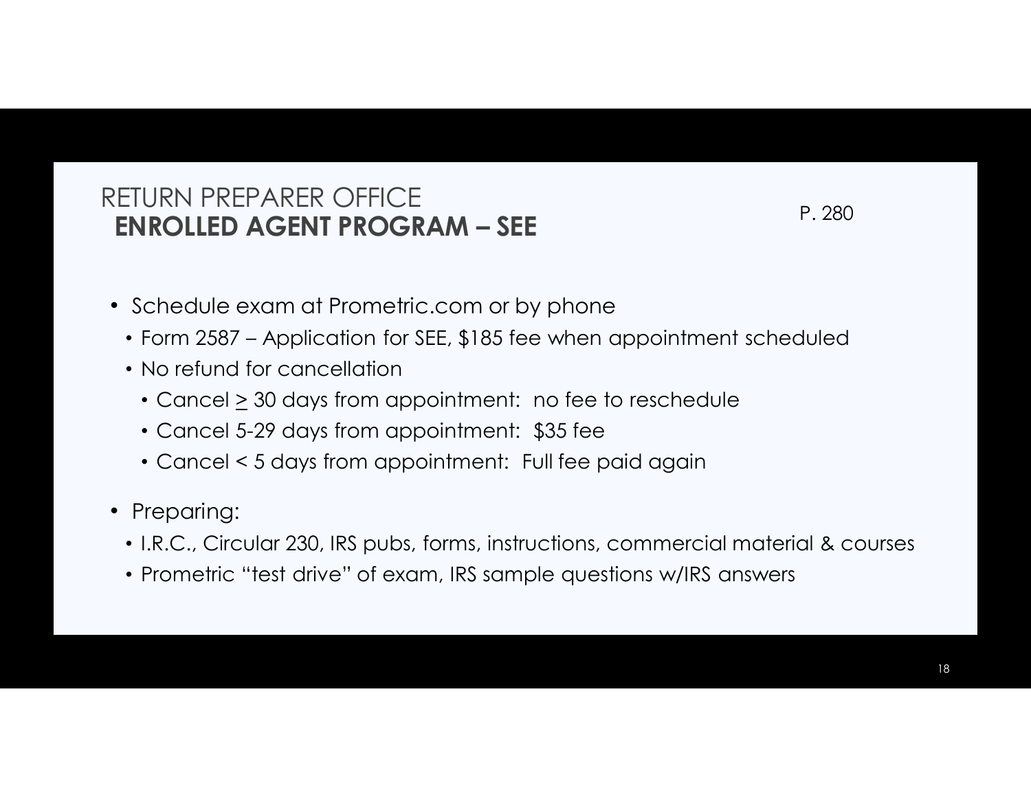# RETURN PREPARER OFFICE
## ENROLLED AGENT PROGRAM – SEE

P. 280

- Schedule exam at Prometric.com or by phone
  - Form 2587 – Application for SEE, $185 fee when appointment scheduled
  - No refund for cancellation
    - Cancel ≥ 30 days from appointment: no fee to reschedule
    - Cancel 5-29 days from appointment: $35 fee
    - Cancel < 5 days from appointment: Full fee paid again
- Preparing:
  - I.R.C., Circular 230, IRS pubs, forms, instructions, commercial material & courses
  - Prometric "test drive" of exam, IRS sample questions w/IRS answers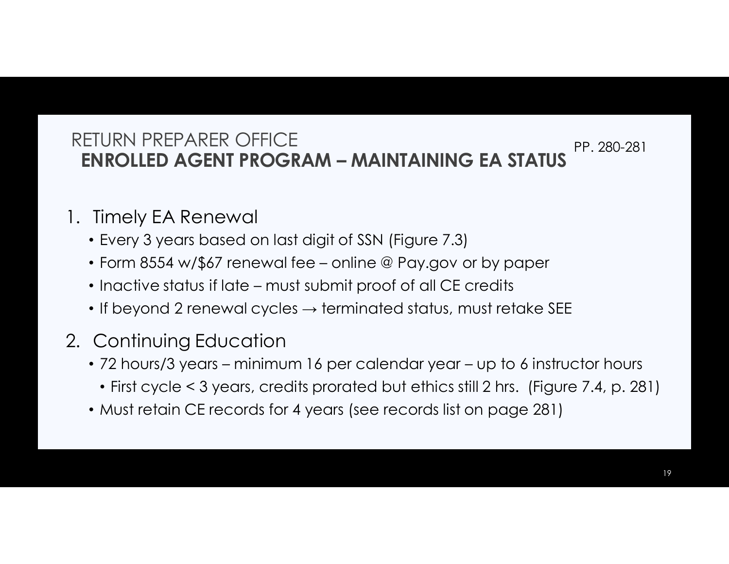RETURN PREPARER OFFICE

## ENROLLED AGENT PROGRAM – MAINTAINING EA STATUS

PP. 280-281

1. Timely EA Renewal
   - Every 3 years based on last digit of SSN (Figure 7.3)
   - Form 8554 w/$67 renewal fee – online @ Pay.gov or by paper
   - Inactive status if late – must submit proof of all CE credits
   - If beyond 2 renewal cycles → terminated status, must retake SEE
2. Continuing Education
   - 72 hours/3 years – minimum 16 per calendar year – up to 6 instructor hours
     - First cycle < 3 years, credits prorated but ethics still 2 hrs. (Figure 7.4, p. 281)
   - Must retain CE records for 4 years (see records list on page 281)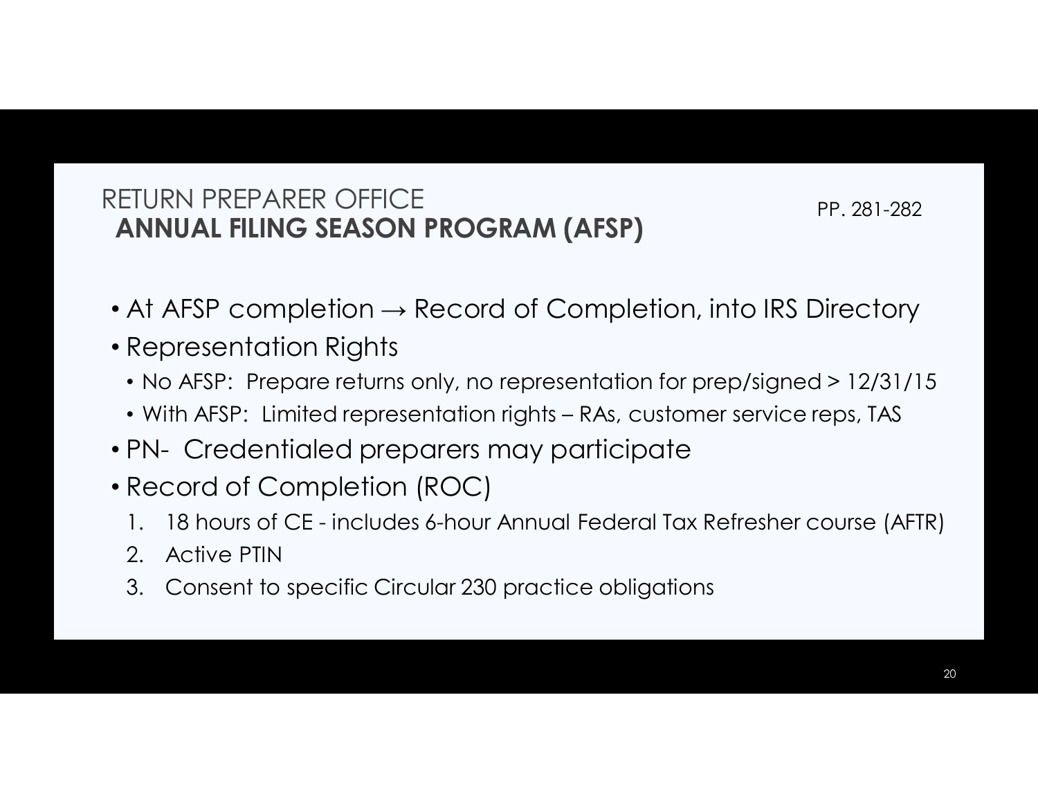# RETURN PREPARER OFFICE
## ANNUAL FILING SEASON PROGRAM (AFSP)

PP. 281-282

- At AFSP completion → Record of Completion, into IRS Directory
- Representation Rights
  - No AFSP: Prepare returns only, no representation for prep/signed > 12/31/15
  - With AFSP: Limited representation rights – RAs, customer service reps, TAS
- PN- Credentialed preparers may participate
- Record of Completion (ROC)
  1. 18 hours of CE - includes 6-hour Annual Federal Tax Refresher course (AFTR)
  2. Active PTIN
  3. Consent to specific Circular 230 practice obligations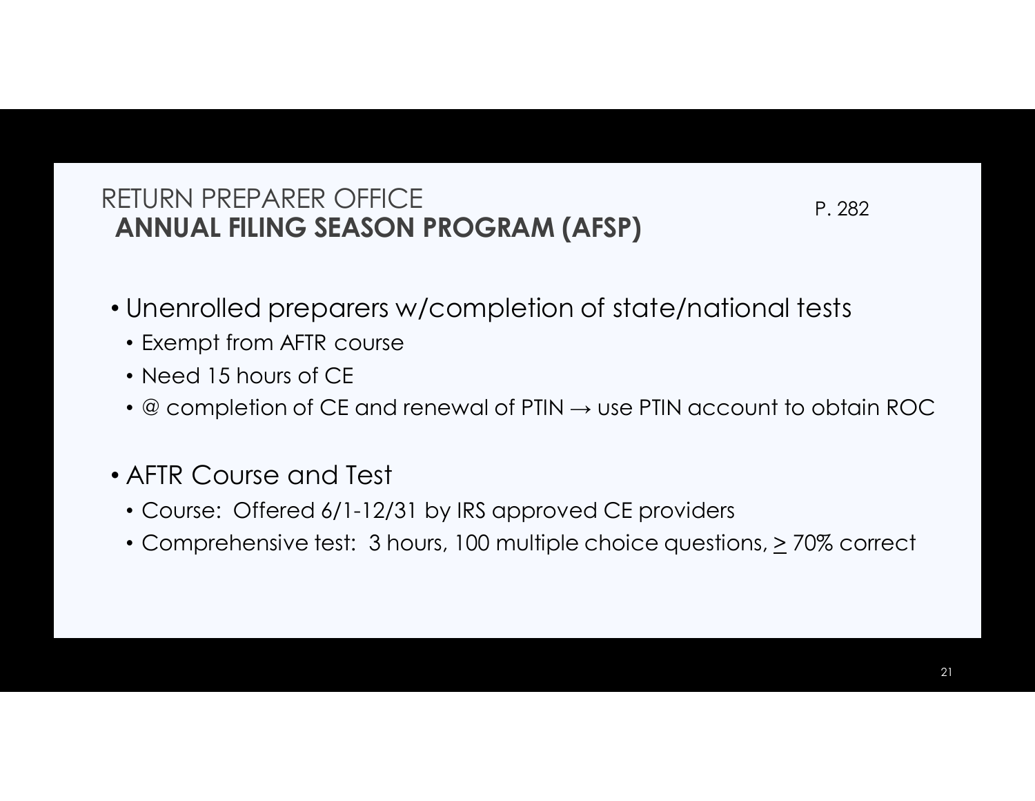## RETURN PREPARER OFFICE
## **ANNUAL FILING SEASON PROGRAM (AFSP)**

P. 282

- Unenrolled preparers w/completion of state/national tests
  - Exempt from AFTR course
  - Need 15 hours of CE
  - @ completion of CE and renewal of PTIN → use PTIN account to obtain ROC
- AFTR Course and Test
  - Course: Offered 6/1-12/31 by IRS approved CE providers
  - Comprehensive test: 3 hours, 100 multiple choice questions, ≥ 70% correct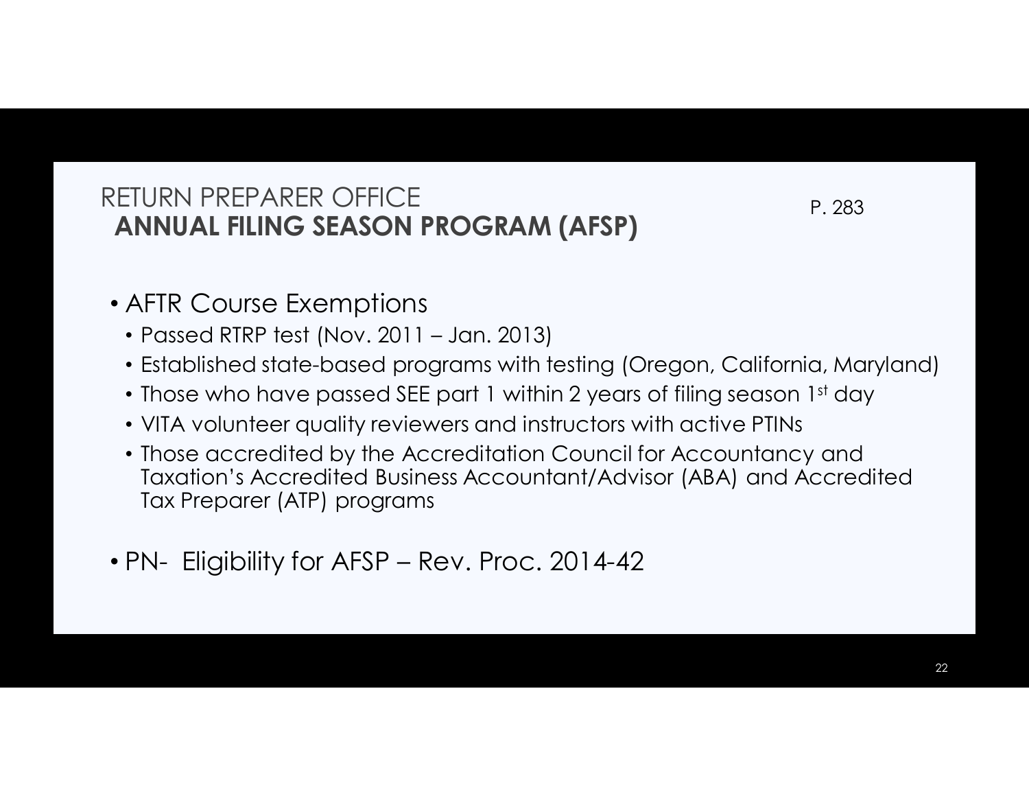## RETURN PREPARER OFFICE
## **ANNUAL FILING SEASON PROGRAM (AFSP)**

P. 283

- AFTR Course Exemptions
  - Passed RTRP test (Nov. 2011 – Jan. 2013)
  - Established state-based programs with testing (Oregon, California, Maryland)
  - Those who have passed SEE part 1 within 2 years of filing season 1st day
  - VITA volunteer quality reviewers and instructors with active PTINs
  - Those accredited by the Accreditation Council for Accountancy and Taxation's Accredited Business Accountant/Advisor (ABA) and Accredited Tax Preparer (ATP) programs

- PN- Eligibility for AFSP – Rev. Proc. 2014-42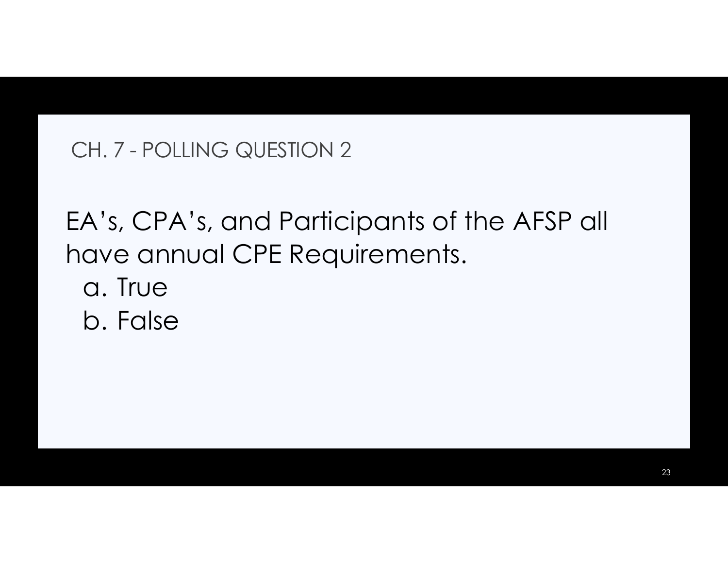## CH. 7 - POLLING QUESTION 2

EA's, CPA's, and Participants of the AFSP all have annual CPE Requirements.

a. True

b. False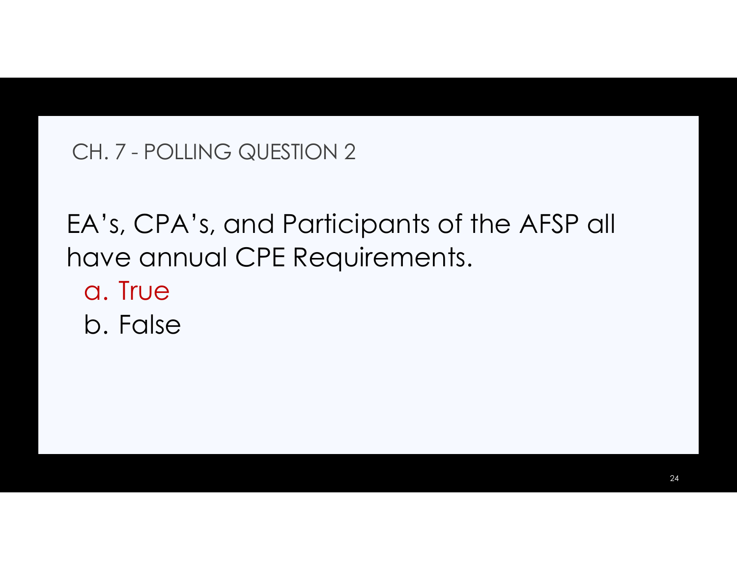## CH. 7 - POLLING QUESTION 2

EA's, CPA's, and Participants of the AFSP all have annual CPE Requirements.

a. True

b. False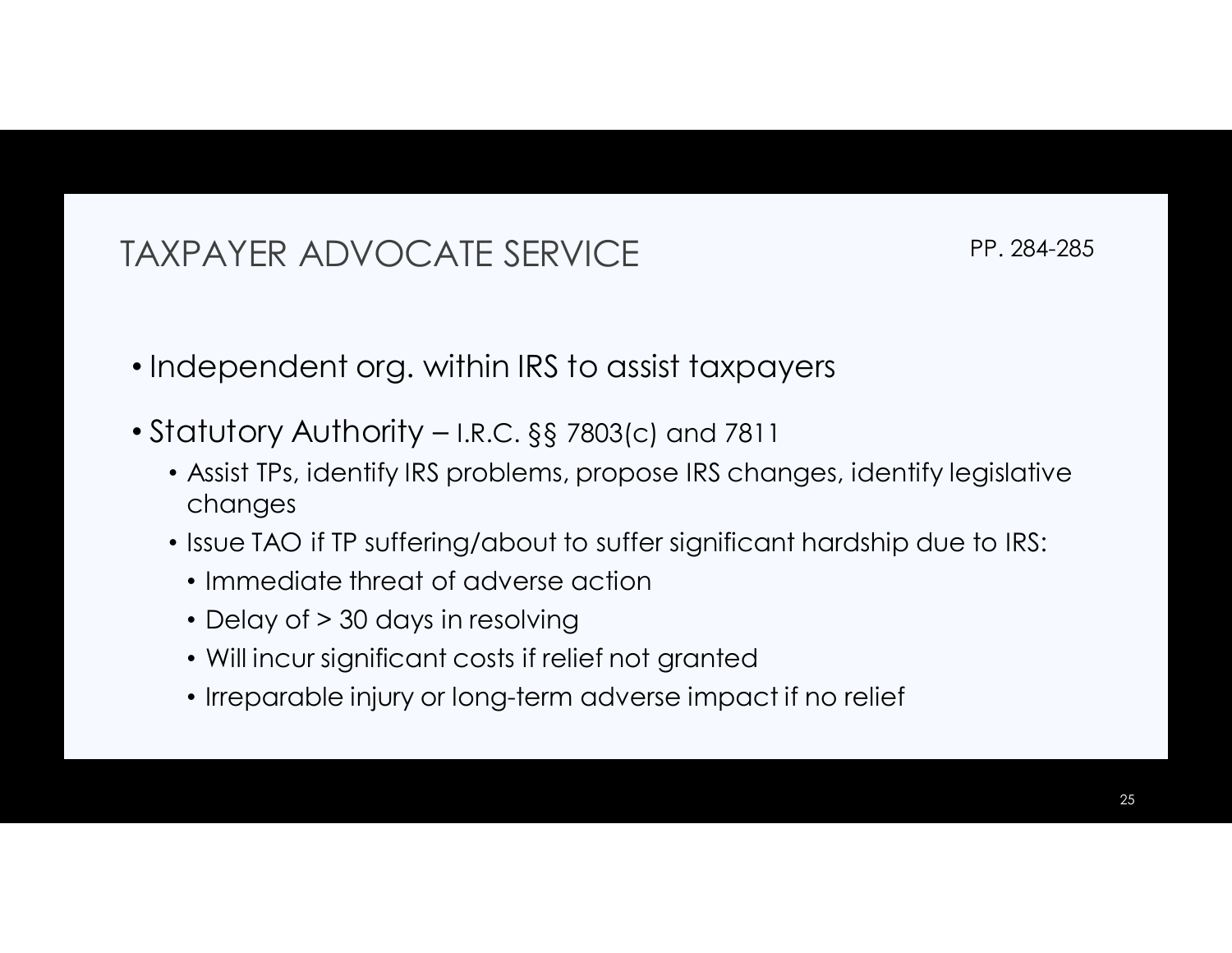# TAXPAYER ADVOCATE SERVICE

PP. 284-285

- Independent org. within IRS to assist taxpayers
- Statutory Authority – I.R.C. §§ 7803(c) and 7811
  - Assist TPs, identify IRS problems, propose IRS changes, identify legislative changes
  - Issue TAO if TP suffering/about to suffer significant hardship due to IRS:
    - Immediate threat of adverse action
    - Delay of > 30 days in resolving
    - Will incur significant costs if relief not granted
    - Irreparable injury or long-term adverse impact if no relief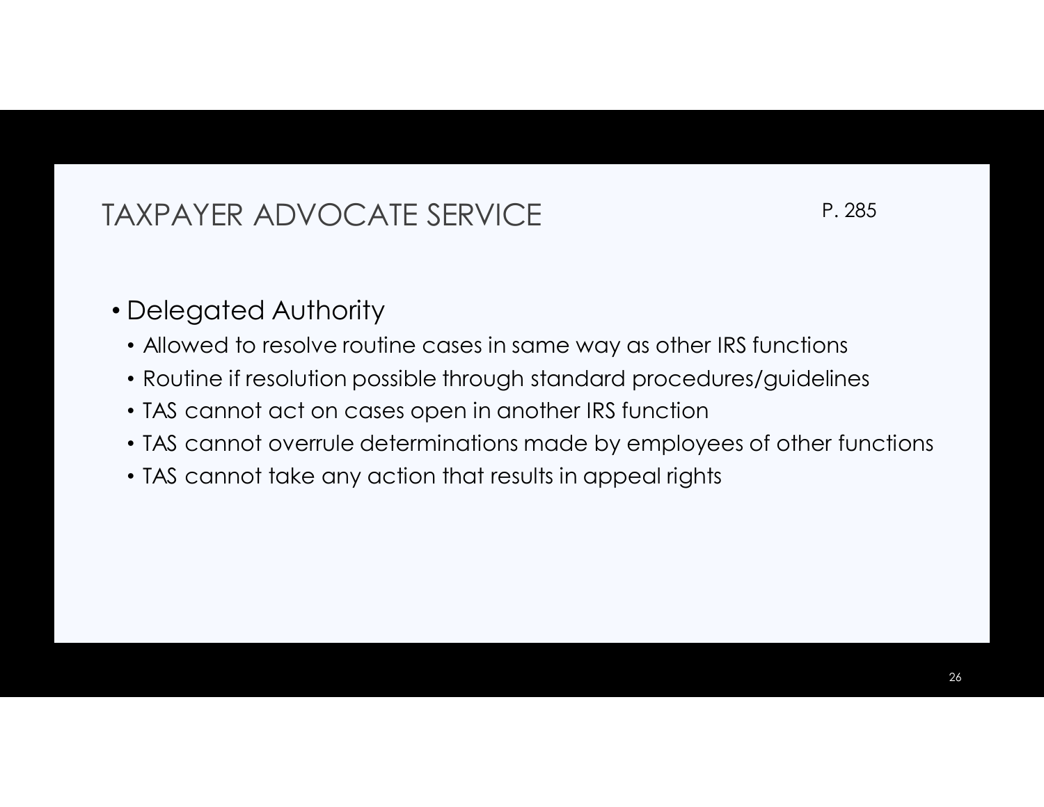# TAXPAYER ADVOCATE SERVICE

P. 285

- Delegated Authority
  - Allowed to resolve routine cases in same way as other IRS functions
  - Routine if resolution possible through standard procedures/guidelines
  - TAS cannot act on cases open in another IRS function
  - TAS cannot overrule determinations made by employees of other functions
  - TAS cannot take any action that results in appeal rights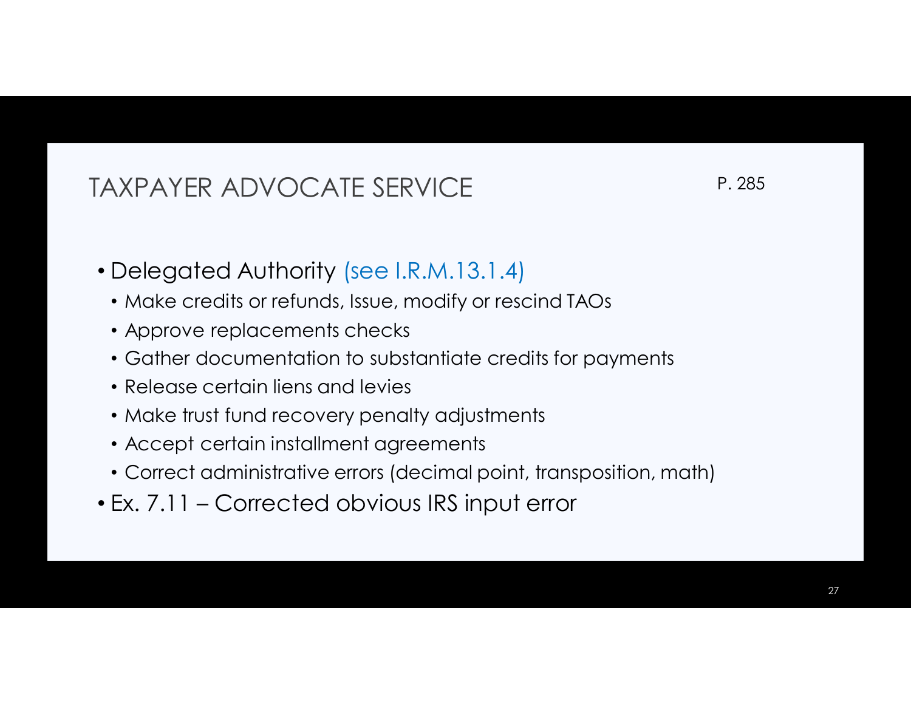# TAXPAYER ADVOCATE SERVICE

P. 285

- Delegated Authority (see I.R.M.13.1.4)
  - Make credits or refunds, Issue, modify or rescind TAOs
  - Approve replacements checks
  - Gather documentation to substantiate credits for payments
  - Release certain liens and levies
  - Make trust fund recovery penalty adjustments
  - Accept certain installment agreements
  - Correct administrative errors (decimal point, transposition, math)
- Ex. 7.11 – Corrected obvious IRS input error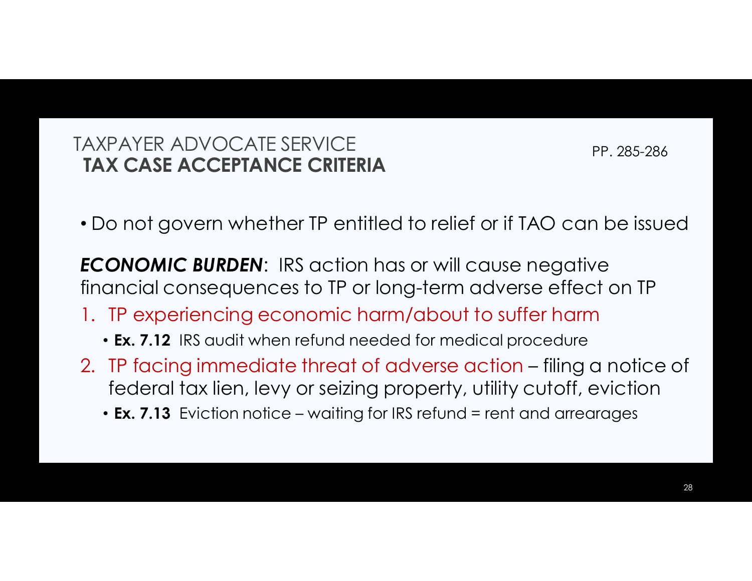# TAXPAYER ADVOCATE SERVICE
## TAX CASE ACCEPTANCE CRITERIA

PP. 285-286

- Do not govern whether TP entitled to relief or if TAO can be issued

***ECONOMIC BURDEN***: IRS action has or will cause negative financial consequences to TP or long-term adverse effect on TP

1. TP experiencing economic harm/about to suffer harm
   - **Ex. 7.12** IRS audit when refund needed for medical procedure
2. TP facing immediate threat of adverse action – filing a notice of federal tax lien, levy or seizing property, utility cutoff, eviction
   - **Ex. 7.13** Eviction notice – waiting for IRS refund = rent and arrearages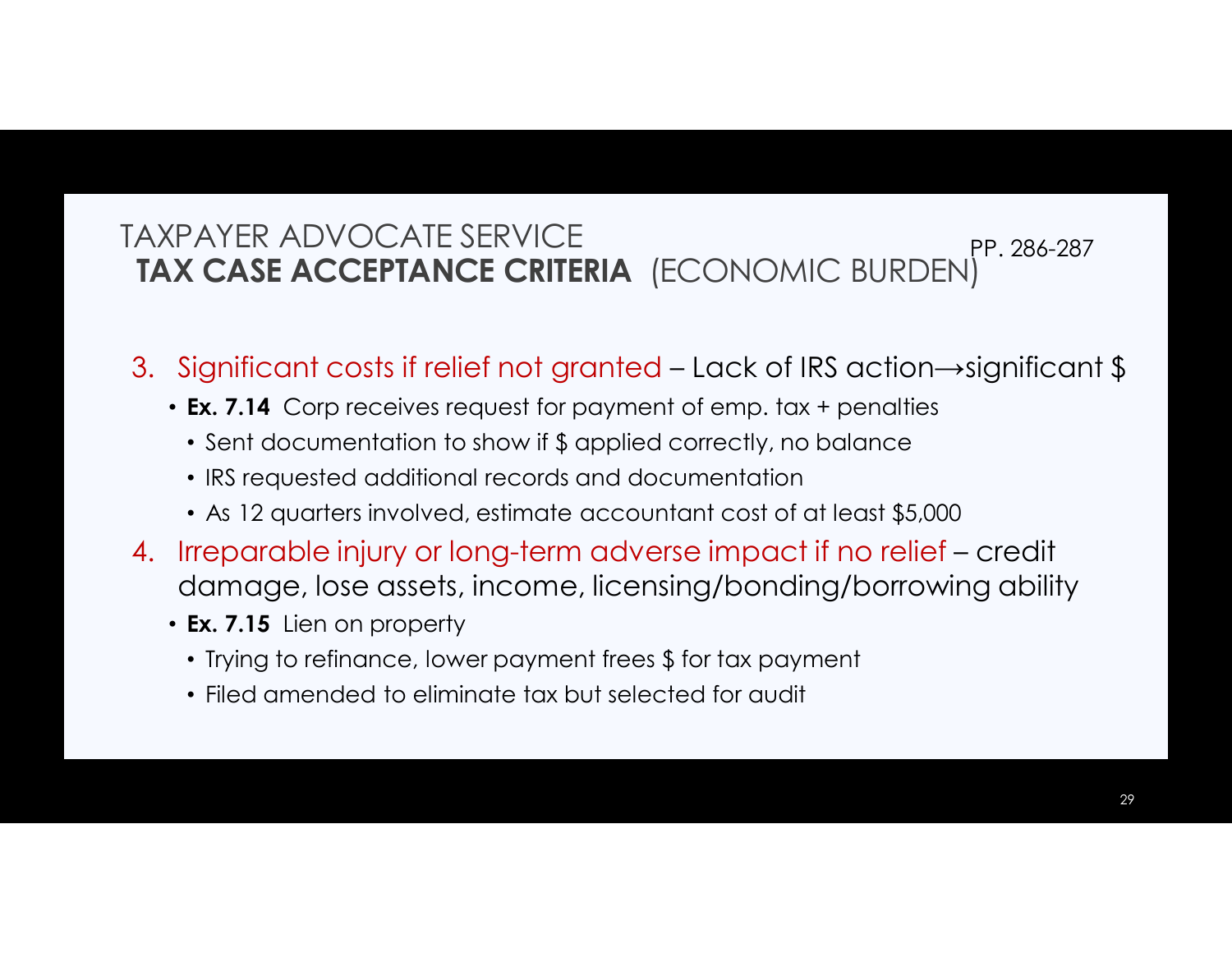# TAXPAYER ADVOCATE SERVICE
## TAX CASE ACCEPTANCE CRITERIA (ECONOMIC BURDEN)

PP. 286-287

3. Significant costs if relief not granted – Lack of IRS action→significant $
   - **Ex. 7.14** Corp receives request for payment of emp. tax + penalties
     - Sent documentation to show if $ applied correctly, no balance
     - IRS requested additional records and documentation
     - As 12 quarters involved, estimate accountant cost of at least $5,000
4. Irreparable injury or long-term adverse impact if no relief – credit damage, lose assets, income, licensing/bonding/borrowing ability
   - **Ex. 7.15** Lien on property
     - Trying to refinance, lower payment frees $ for tax payment
     - Filed amended to eliminate tax but selected for audit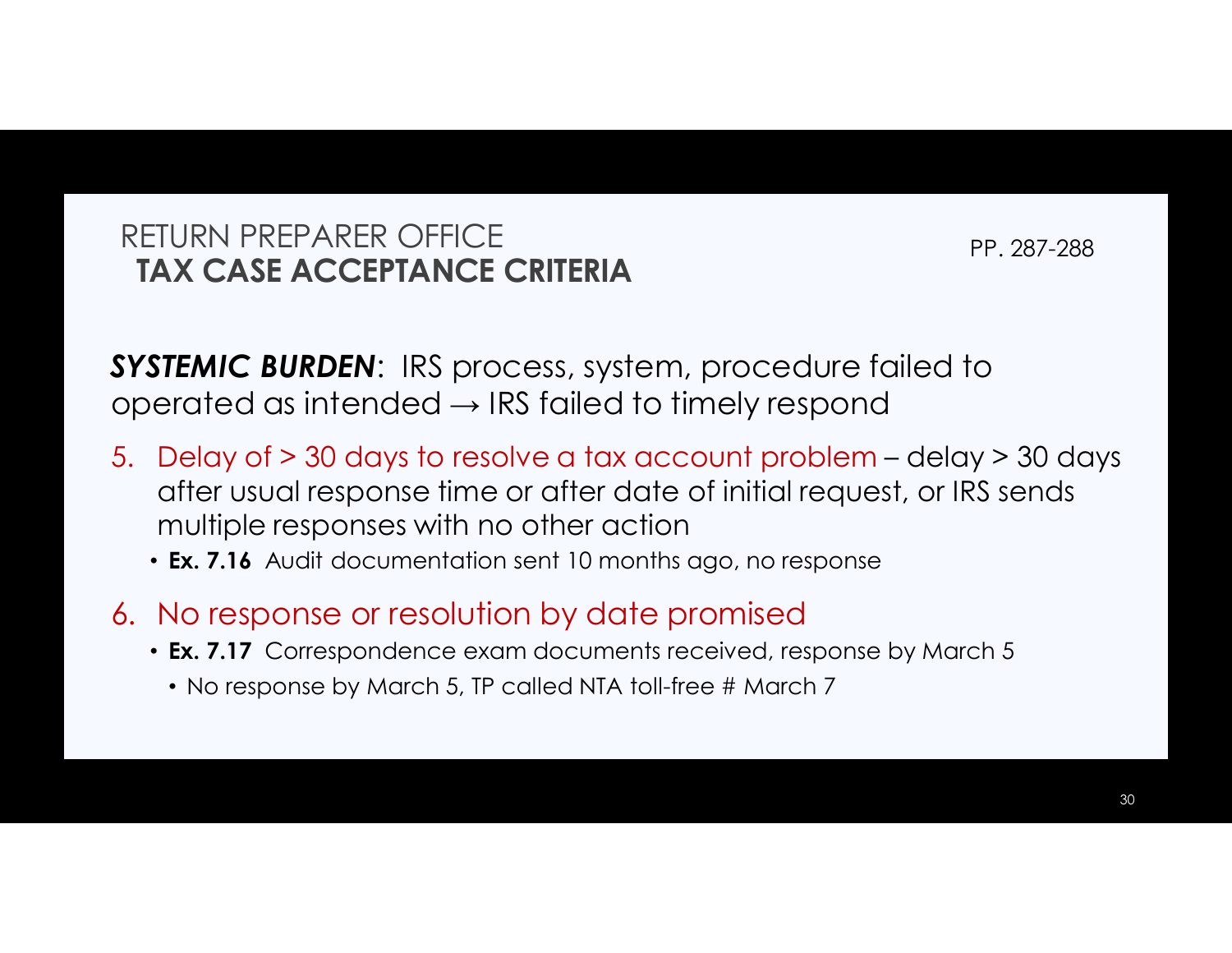## RETURN PREPARER OFFICE
## TAX CASE ACCEPTANCE CRITERIA

PP. 287-288

***SYSTEMIC BURDEN***: IRS process, system, procedure failed to operated as intended → IRS failed to timely respond

5. Delay of > 30 days to resolve a tax account problem – delay > 30 days after usual response time or after date of initial request, or IRS sends multiple responses with no other action
   - **Ex. 7.16** Audit documentation sent 10 months ago, no response
6. No response or resolution by date promised
   - **Ex. 7.17** Correspondence exam documents received, response by March 5
     - No response by March 5, TP called NTA toll-free # March 7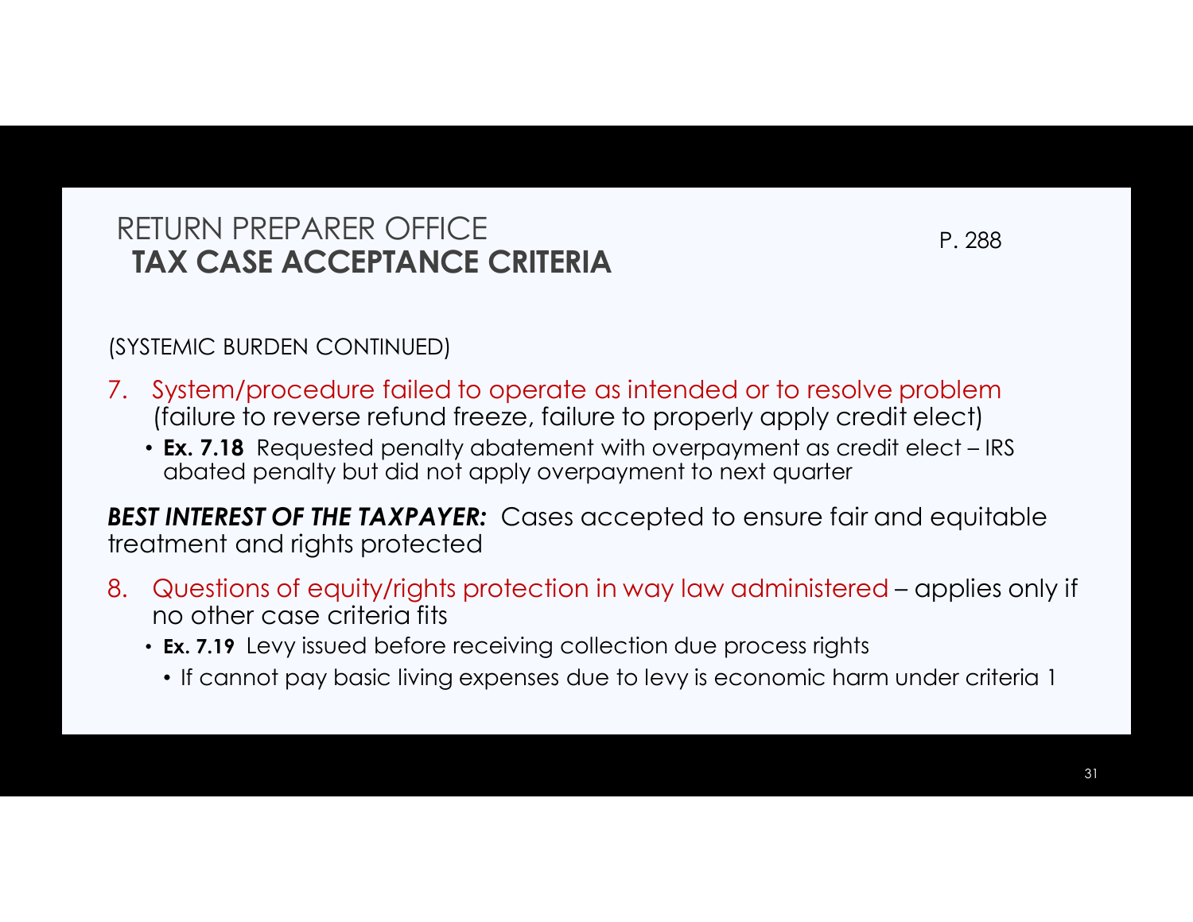# RETURN PREPARER OFFICE
## TAX CASE ACCEPTANCE CRITERIA

P. 288

(SYSTEMIC BURDEN CONTINUED)

7. System/procedure failed to operate as intended or to resolve problem (failure to reverse refund freeze, failure to properly apply credit elect)
   - **Ex. 7.18** Requested penalty abatement with overpayment as credit elect – IRS abated penalty but did not apply overpayment to next quarter

***BEST INTEREST OF THE TAXPAYER:*** Cases accepted to ensure fair and equitable treatment and rights protected

8. Questions of equity/rights protection in way law administered – applies only if no other case criteria fits
   - **Ex. 7.19** Levy issued before receiving collection due process rights
     - If cannot pay basic living expenses due to levy is economic harm under criteria 1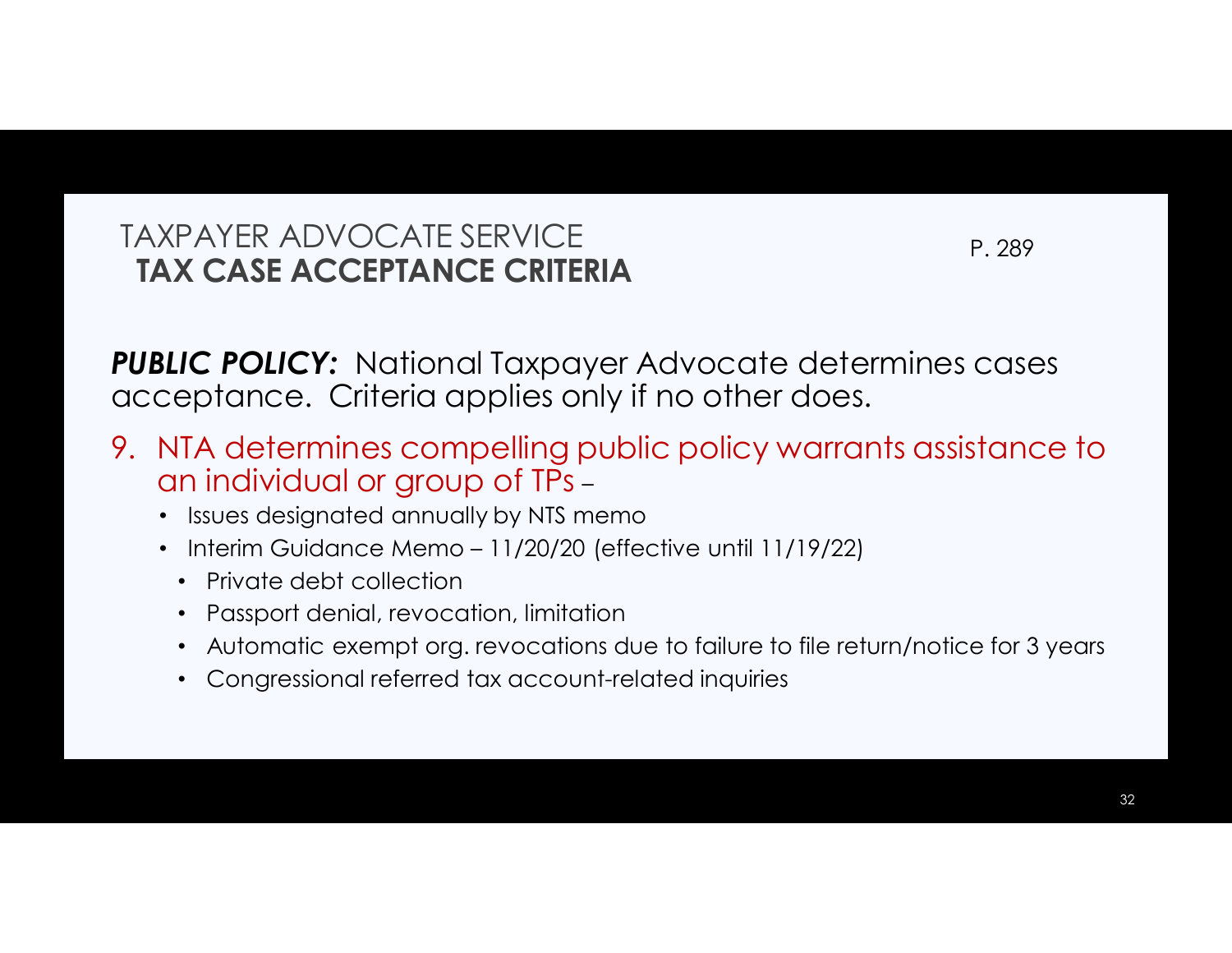# TAXPAYER ADVOCATE SERVICE
## TAX CASE ACCEPTANCE CRITERIA

P. 289

***PUBLIC POLICY:*** National Taxpayer Advocate determines cases acceptance. Criteria applies only if no other does.

9. NTA determines compelling public policy warrants assistance to an individual or group of TPs –
   - Issues designated annually by NTS memo
   - Interim Guidance Memo – 11/20/20 (effective until 11/19/22)
     - Private debt collection
     - Passport denial, revocation, limitation
     - Automatic exempt org. revocations due to failure to file return/notice for 3 years
     - Congressional referred tax account-related inquiries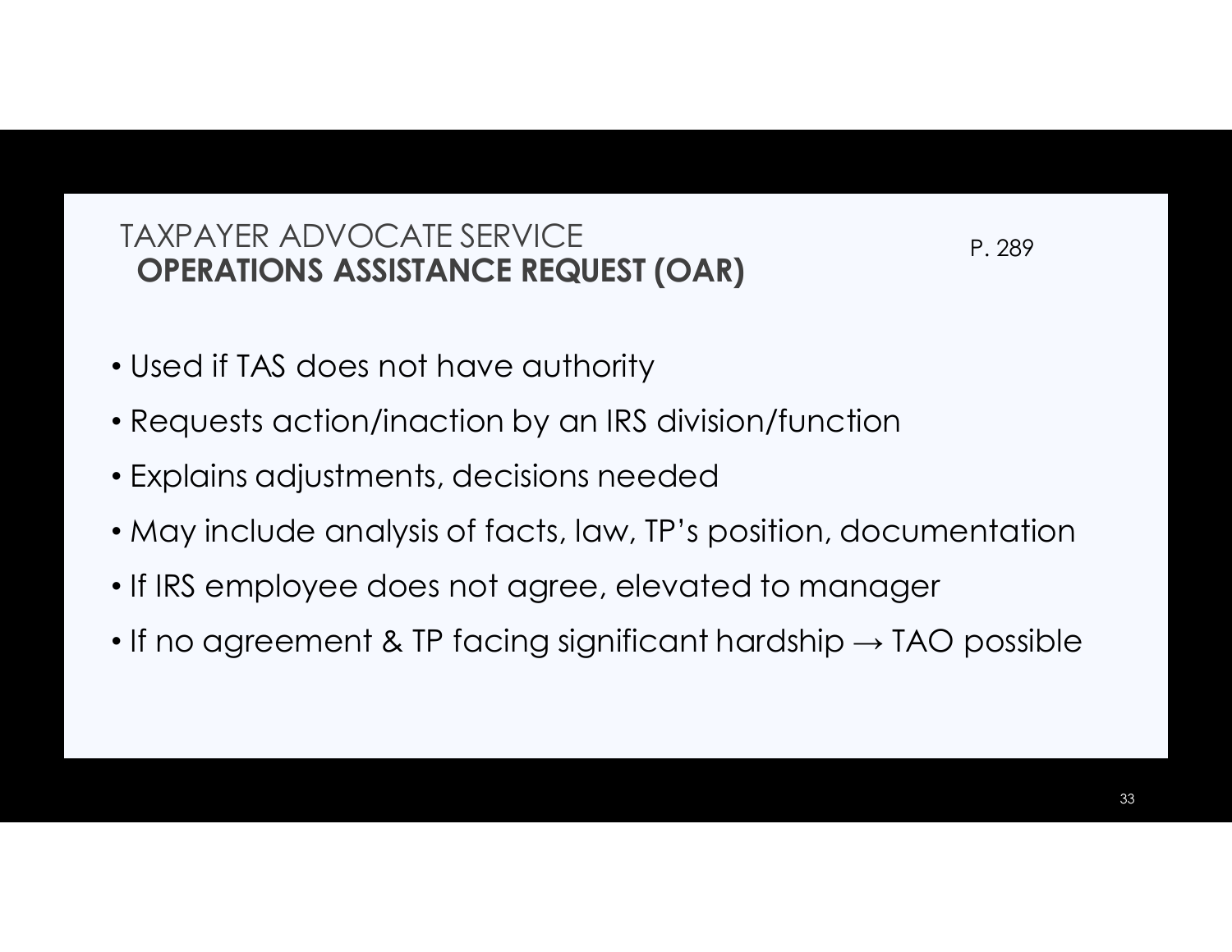## TAXPAYER ADVOCATE SERVICE
## **OPERATIONS ASSISTANCE REQUEST (OAR)**

P. 289

- Used if TAS does not have authority
- Requests action/inaction by an IRS division/function
- Explains adjustments, decisions needed
- May include analysis of facts, law, TP's position, documentation
- If IRS employee does not agree, elevated to manager
- If no agreement & TP facing significant hardship → TAO possible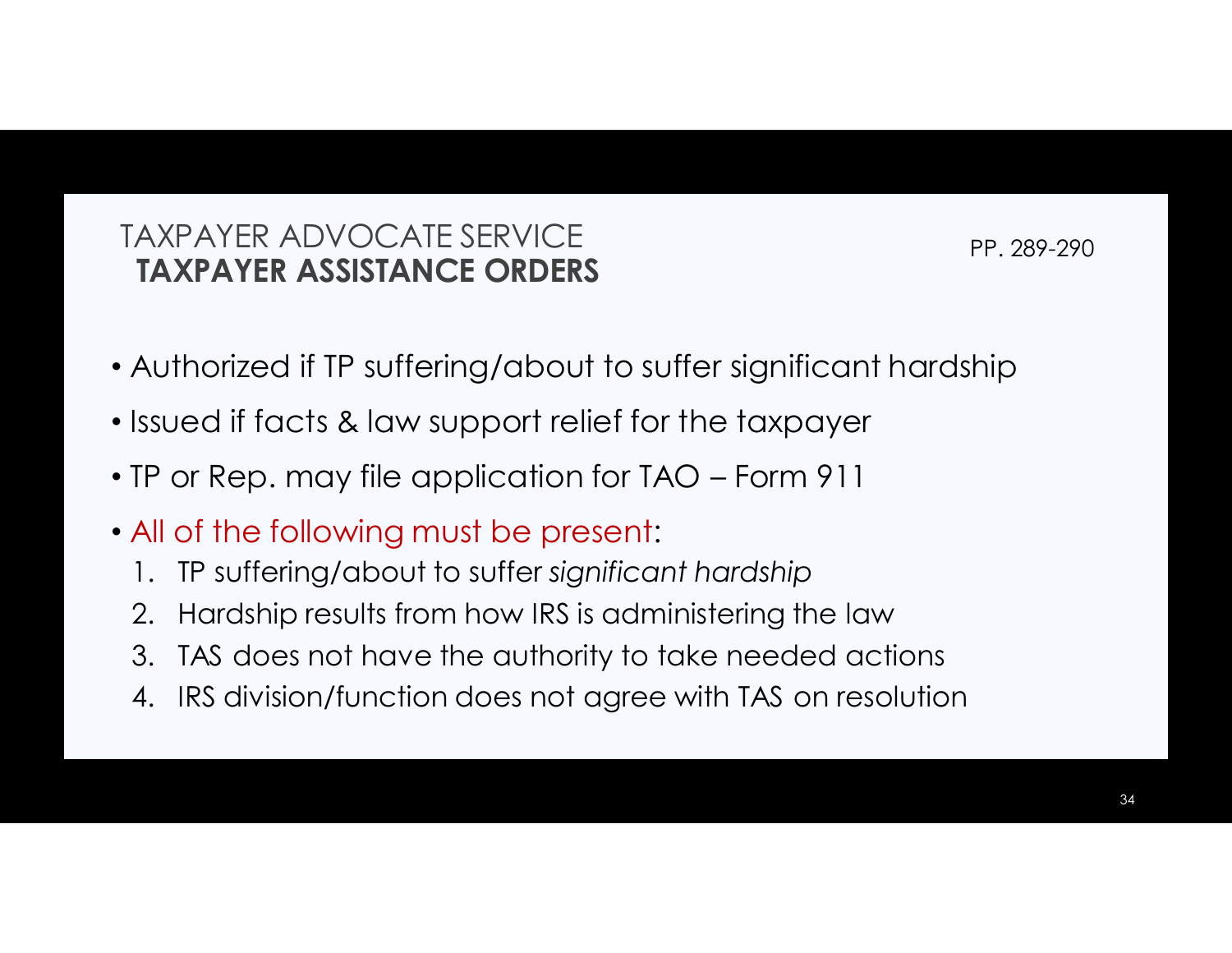## TAXPAYER ADVOCATE SERVICE
### TAXPAYER ASSISTANCE ORDERS

PP. 289-290

- Authorized if TP suffering/about to suffer significant hardship
- Issued if facts & law support relief for the taxpayer
- TP or Rep. may file application for TAO – Form 911
- All of the following must be present:
  1. TP suffering/about to suffer *significant hardship*
  2. Hardship results from how IRS is administering the law
  3. TAS does not have the authority to take needed actions
  4. IRS division/function does not agree with TAS on resolution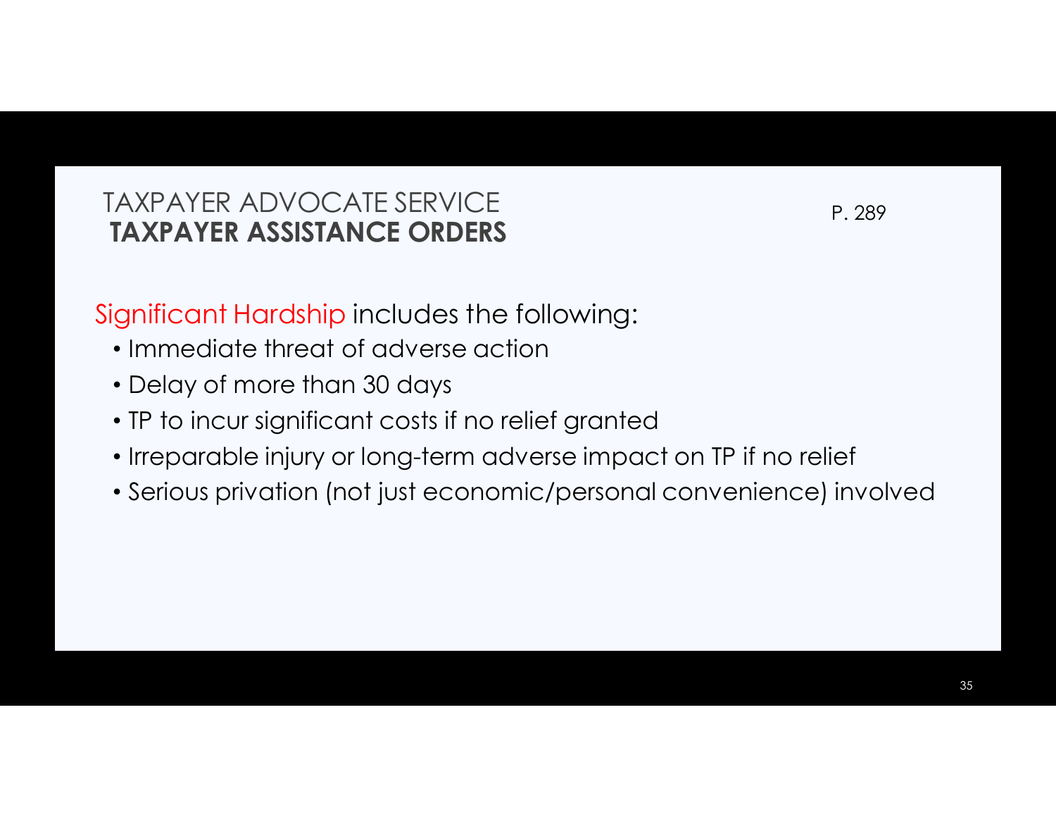# TAXPAYER ADVOCATE SERVICE
## TAXPAYER ASSISTANCE ORDERS

P. 289

Significant Hardship includes the following:

- Immediate threat of adverse action
- Delay of more than 30 days
- TP to incur significant costs if no relief granted
- Irreparable injury or long-term adverse impact on TP if no relief
- Serious privation (not just economic/personal convenience) involved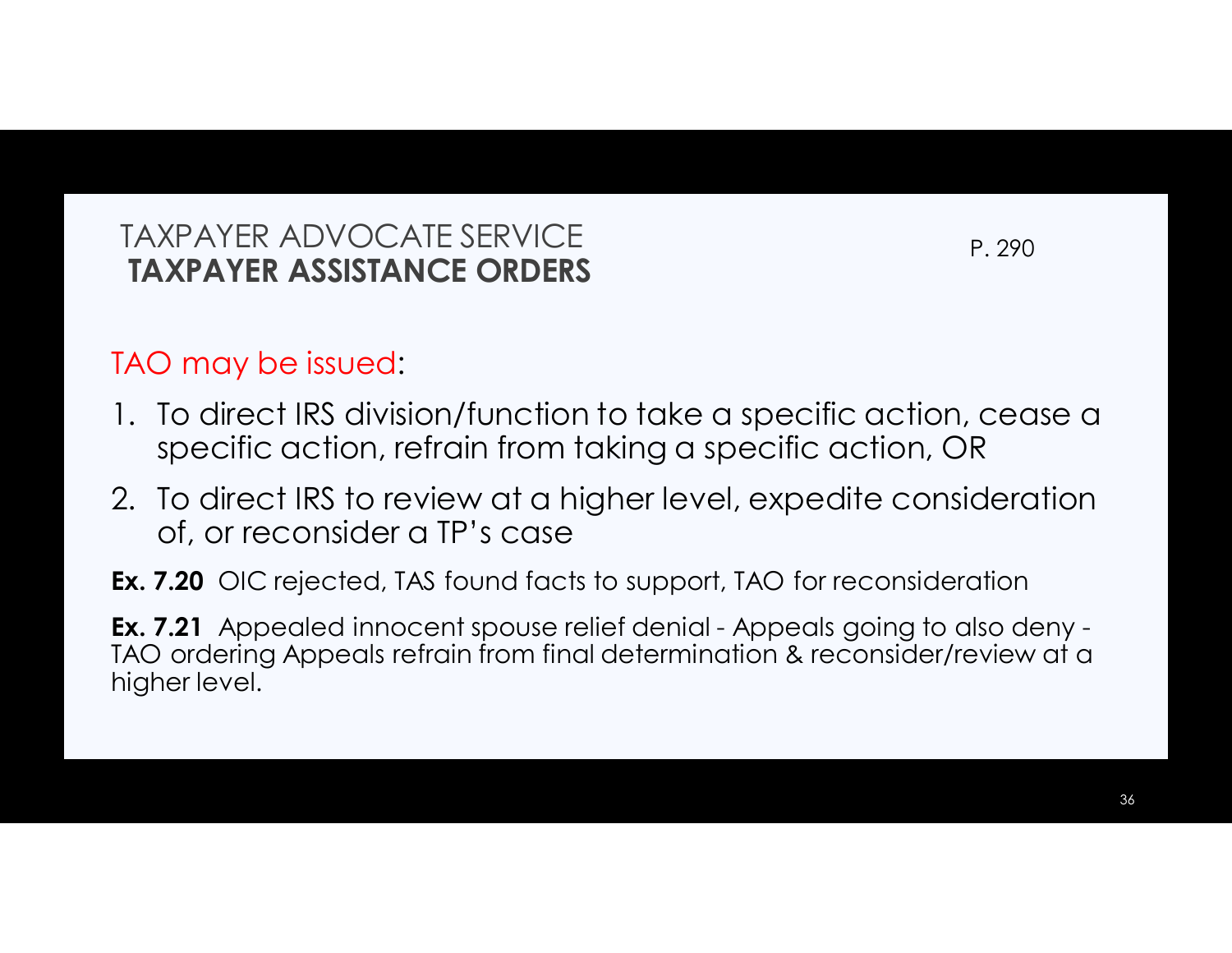## TAXPAYER ADVOCATE SERVICE
## **TAXPAYER ASSISTANCE ORDERS**

P. 290

TAO may be issued:

1. To direct IRS division/function to take a specific action, cease a specific action, refrain from taking a specific action, OR
2. To direct IRS to review at a higher level, expedite consideration of, or reconsider a TP's case

**Ex. 7.20** OIC rejected, TAS found facts to support, TAO for reconsideration

**Ex. 7.21** Appealed innocent spouse relief denial - Appeals going to also deny - TAO ordering Appeals refrain from final determination & reconsider/review at a higher level.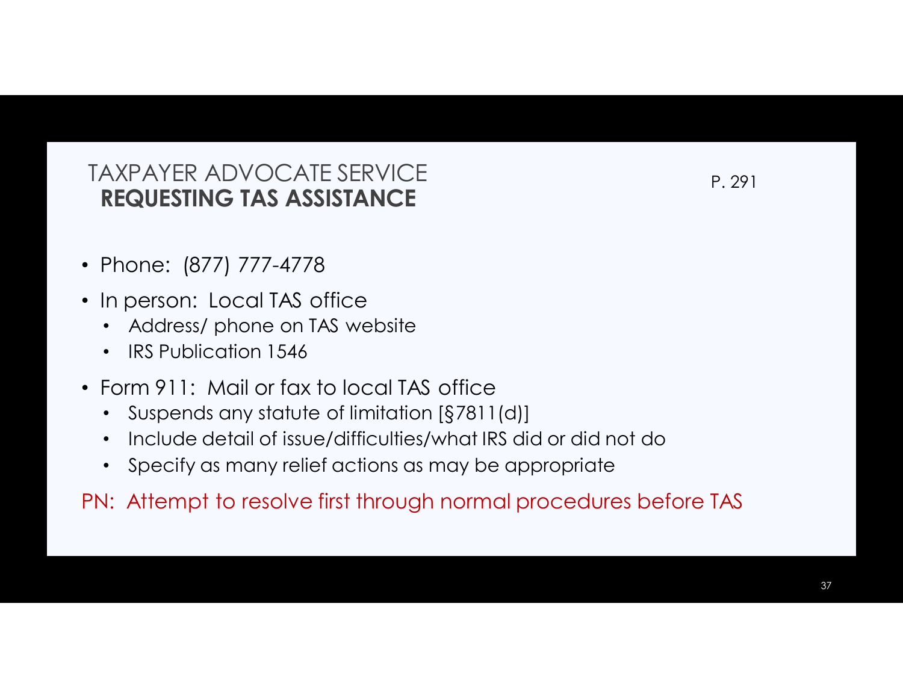## TAXPAYER ADVOCATE SERVICE
## **REQUESTING TAS ASSISTANCE**

P. 291

- Phone: (877) 777-4778
- In person: Local TAS office
  - Address/ phone on TAS website
  - IRS Publication 1546
- Form 911: Mail or fax to local TAS office
  - Suspends any statute of limitation [§7811(d)]
  - Include detail of issue/difficulties/what IRS did or did not do
  - Specify as many relief actions as may be appropriate

PN: Attempt to resolve first through normal procedures before TAS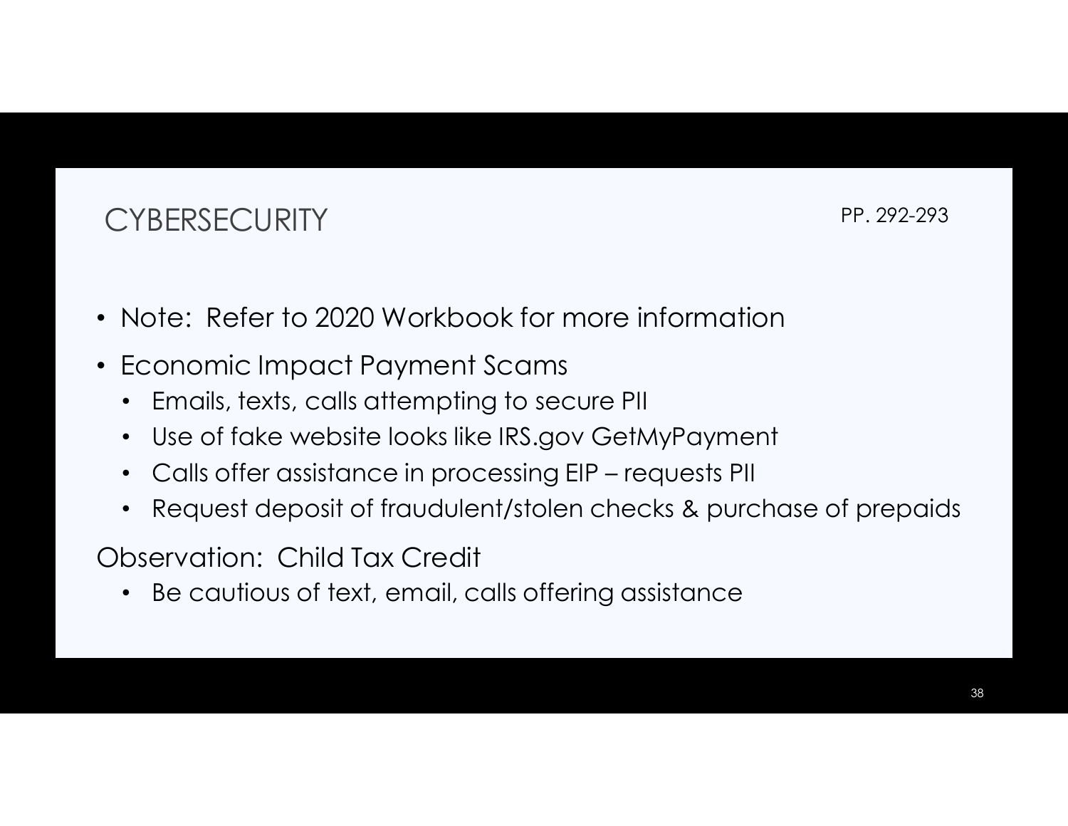## CYBERSECURITY

PP. 292-293

- Note: Refer to 2020 Workbook for more information
- Economic Impact Payment Scams
  - Emails, texts, calls attempting to secure PII
  - Use of fake website looks like IRS.gov GetMyPayment
  - Calls offer assistance in processing EIP – requests PII
  - Request deposit of fraudulent/stolen checks & purchase of prepaids

Observation: Child Tax Credit

- Be cautious of text, email, calls offering assistance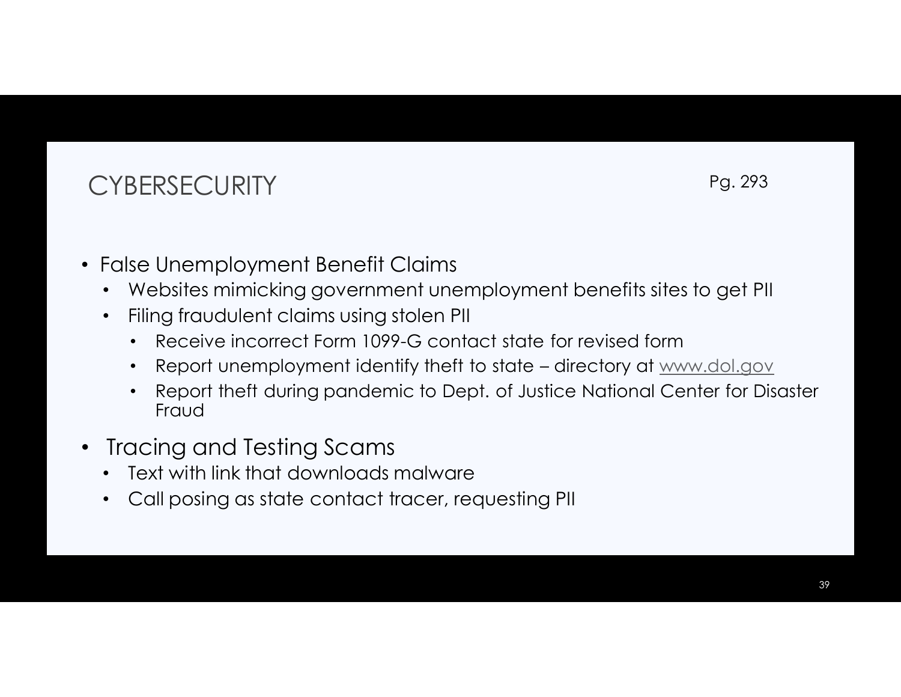# CYBERSECURITY

Pg. 293

- False Unemployment Benefit Claims
  - Websites mimicking government unemployment benefits sites to get PII
  - Filing fraudulent claims using stolen PII
    - Receive incorrect Form 1099-G contact state for revised form
    - Report unemployment identify theft to state – directory at www.dol.gov
    - Report theft during pandemic to Dept. of Justice National Center for Disaster Fraud
- Tracing and Testing Scams
  - Text with link that downloads malware
  - Call posing as state contact tracer, requesting PII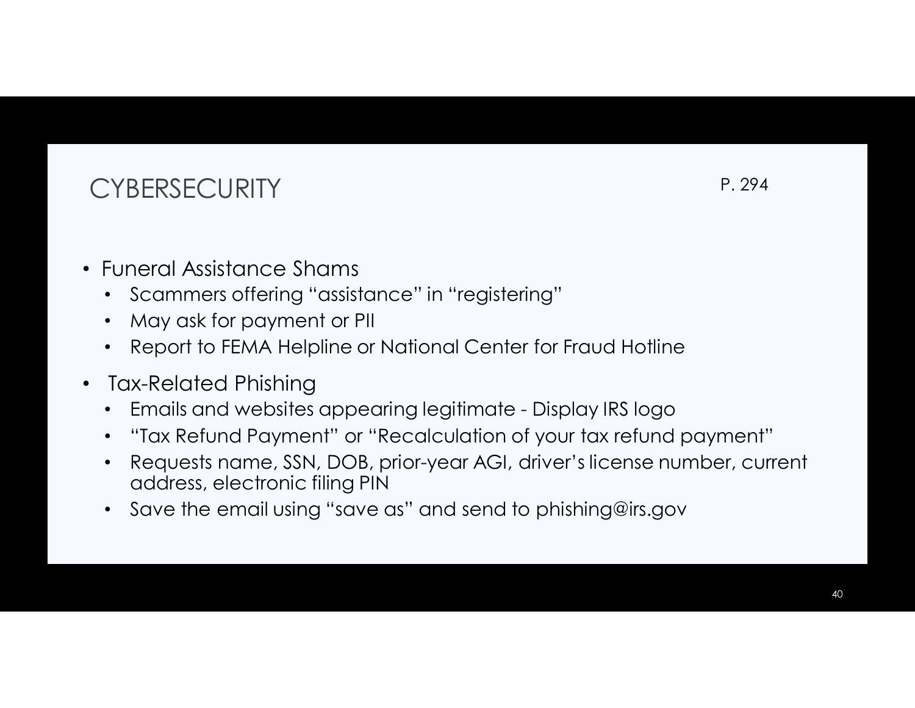## CYBERSECURITY

P. 294

- Funeral Assistance Shams
  - Scammers offering “assistance” in “registering”
  - May ask for payment or PII
  - Report to FEMA Helpline or National Center for Fraud Hotline
- Tax-Related Phishing
  - Emails and websites appearing legitimate - Display IRS logo
  - “Tax Refund Payment” or “Recalculation of your tax refund payment”
  - Requests name, SSN, DOB, prior-year AGI, driver’s license number, current address, electronic filing PIN
  - Save the email using “save as” and send to phishing@irs.gov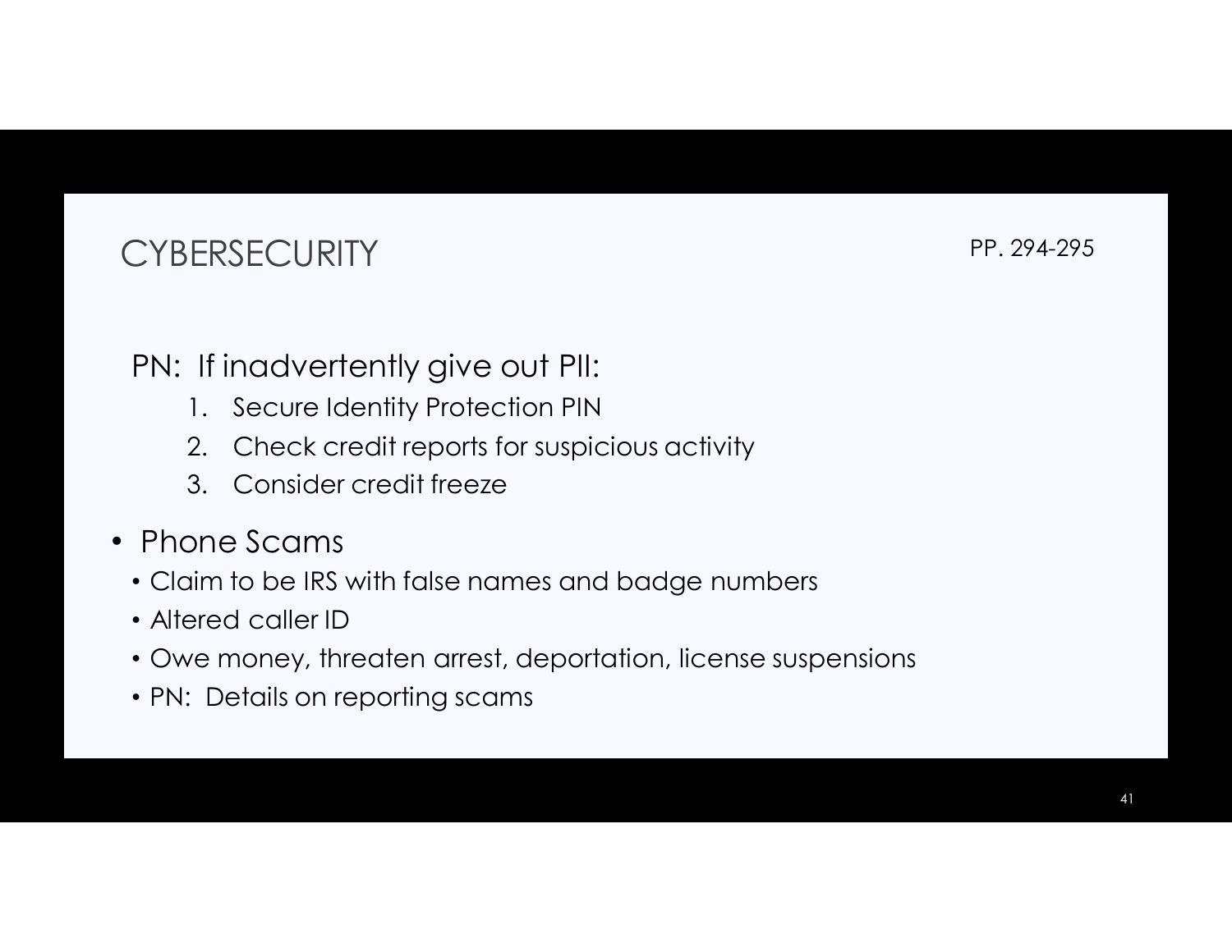# CYBERSECURITY

PP. 294-295

PN: If inadvertently give out PII:

1. Secure Identity Protection PIN
2. Check credit reports for suspicious activity
3. Consider credit freeze

- Phone Scams
  - Claim to be IRS with false names and badge numbers
  - Altered caller ID
  - Owe money, threaten arrest, deportation, license suspensions
  - PN: Details on reporting scams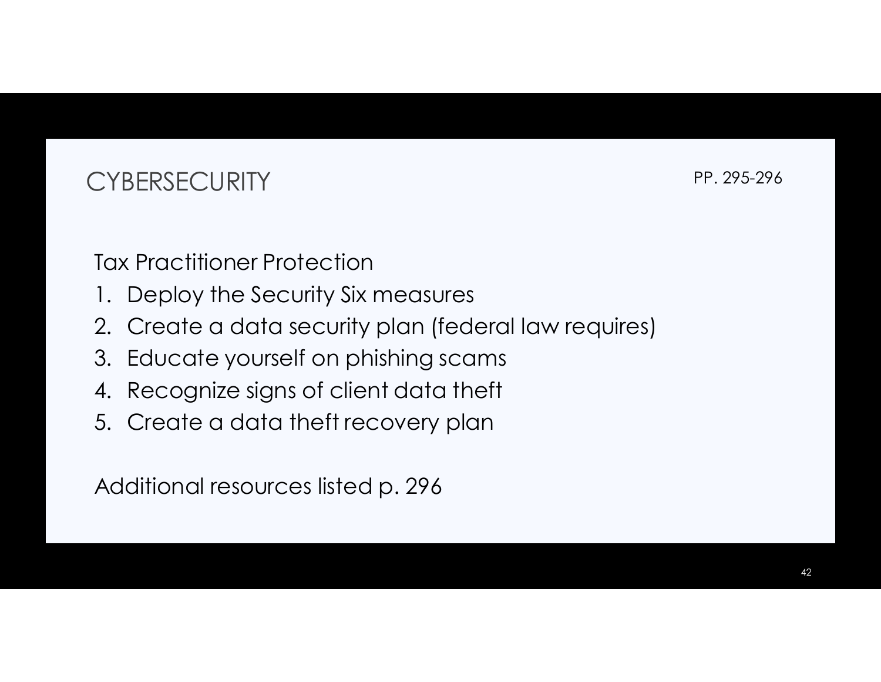# CYBERSECURITY

PP. 295-296

Tax Practitioner Protection

1. Deploy the Security Six measures
2. Create a data security plan (federal law requires)
3. Educate yourself on phishing scams
4. Recognize signs of client data theft
5. Create a data theft recovery plan

Additional resources listed p. 296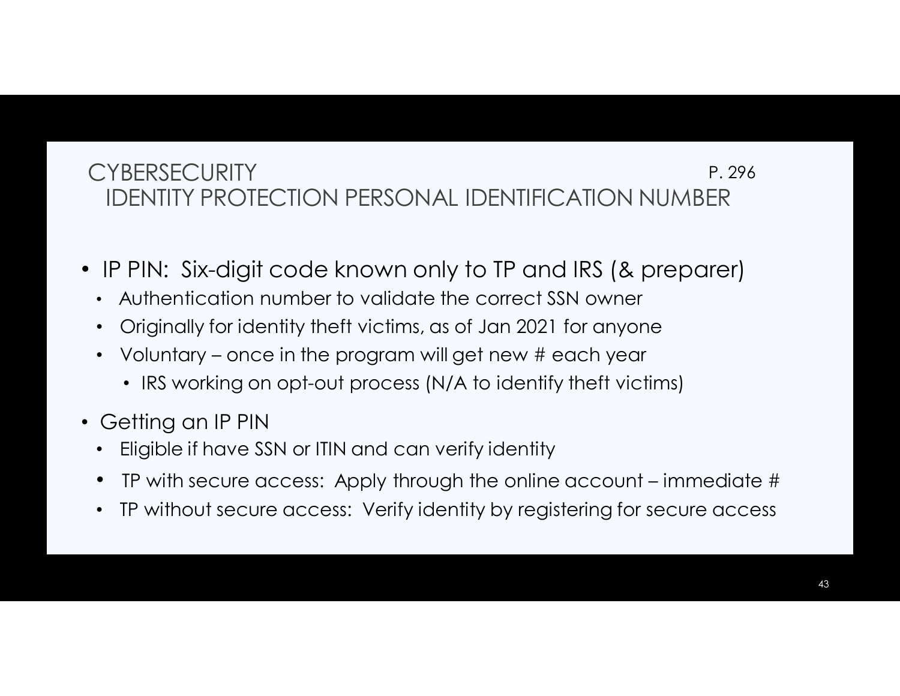# CYBERSECURITY

## IDENTITY PROTECTION PERSONAL IDENTIFICATION NUMBER

P. 296

- IP PIN: Six-digit code known only to TP and IRS (& preparer)
  - Authentication number to validate the correct SSN owner
  - Originally for identity theft victims, as of Jan 2021 for anyone
  - Voluntary – once in the program will get new # each year
    - IRS working on opt-out process (N/A to identify theft victims)
- Getting an IP PIN
  - Eligible if have SSN or ITIN and can verify identity
  - TP with secure access: Apply through the online account – immediate #
  - TP without secure access: Verify identity by registering for secure access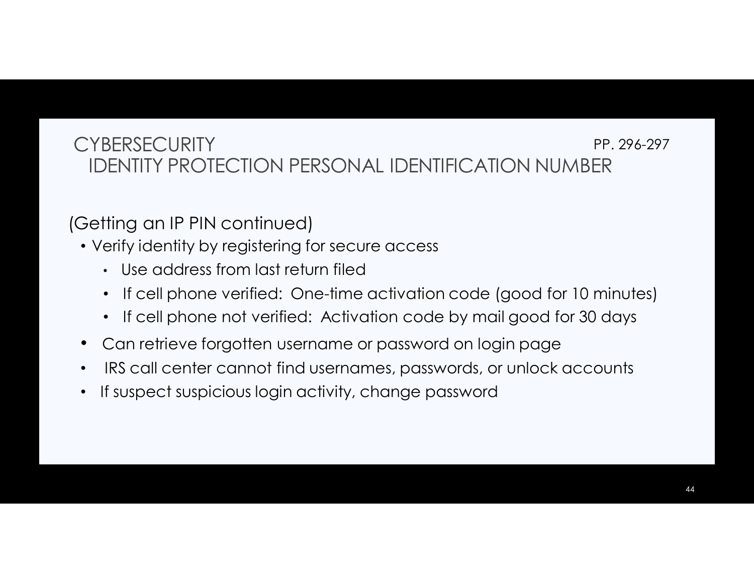# CYBERSECURITY

PP. 296-297

## IDENTITY PROTECTION PERSONAL IDENTIFICATION NUMBER

(Getting an IP PIN continued)

- Verify identity by registering for secure access
  - Use address from last return filed
  - If cell phone verified: One-time activation code (good for 10 minutes)
  - If cell phone not verified: Activation code by mail good for 30 days
- Can retrieve forgotten username or password on login page
- IRS call center cannot find usernames, passwords, or unlock accounts
- If suspect suspicious login activity, change password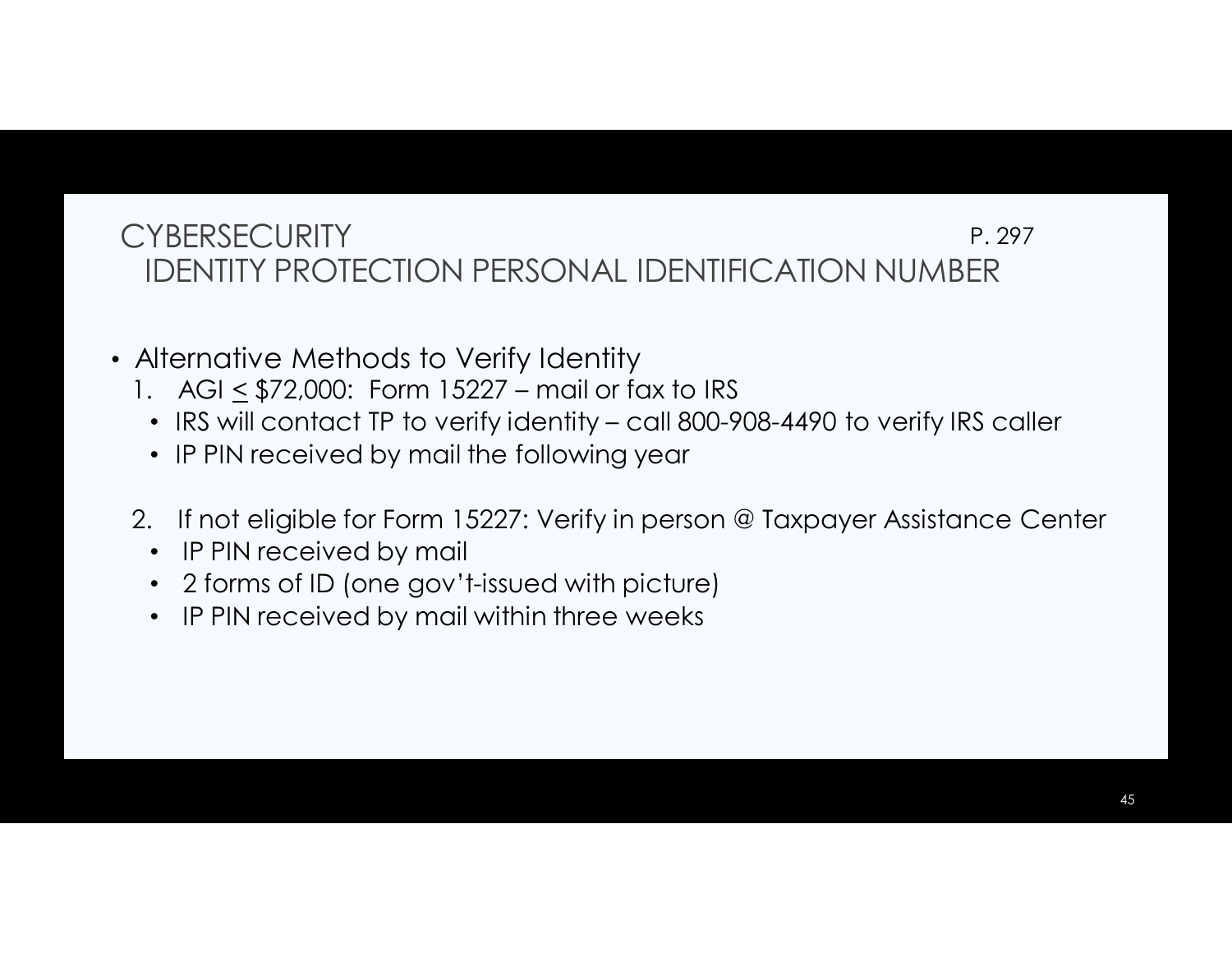# CYBERSECURITY

## IDENTITY PROTECTION PERSONAL IDENTIFICATION NUMBER

P. 297

- Alternative Methods to Verify Identity
  1. AGI ≤ $72,000: Form 15227 – mail or fax to IRS
     - IRS will contact TP to verify identity – call 800-908-4490 to verify IRS caller
     - IP PIN received by mail the following year
  2. If not eligible for Form 15227: Verify in person @ Taxpayer Assistance Center
     - IP PIN received by mail
     - 2 forms of ID (one gov't-issued with picture)
     - IP PIN received by mail within three weeks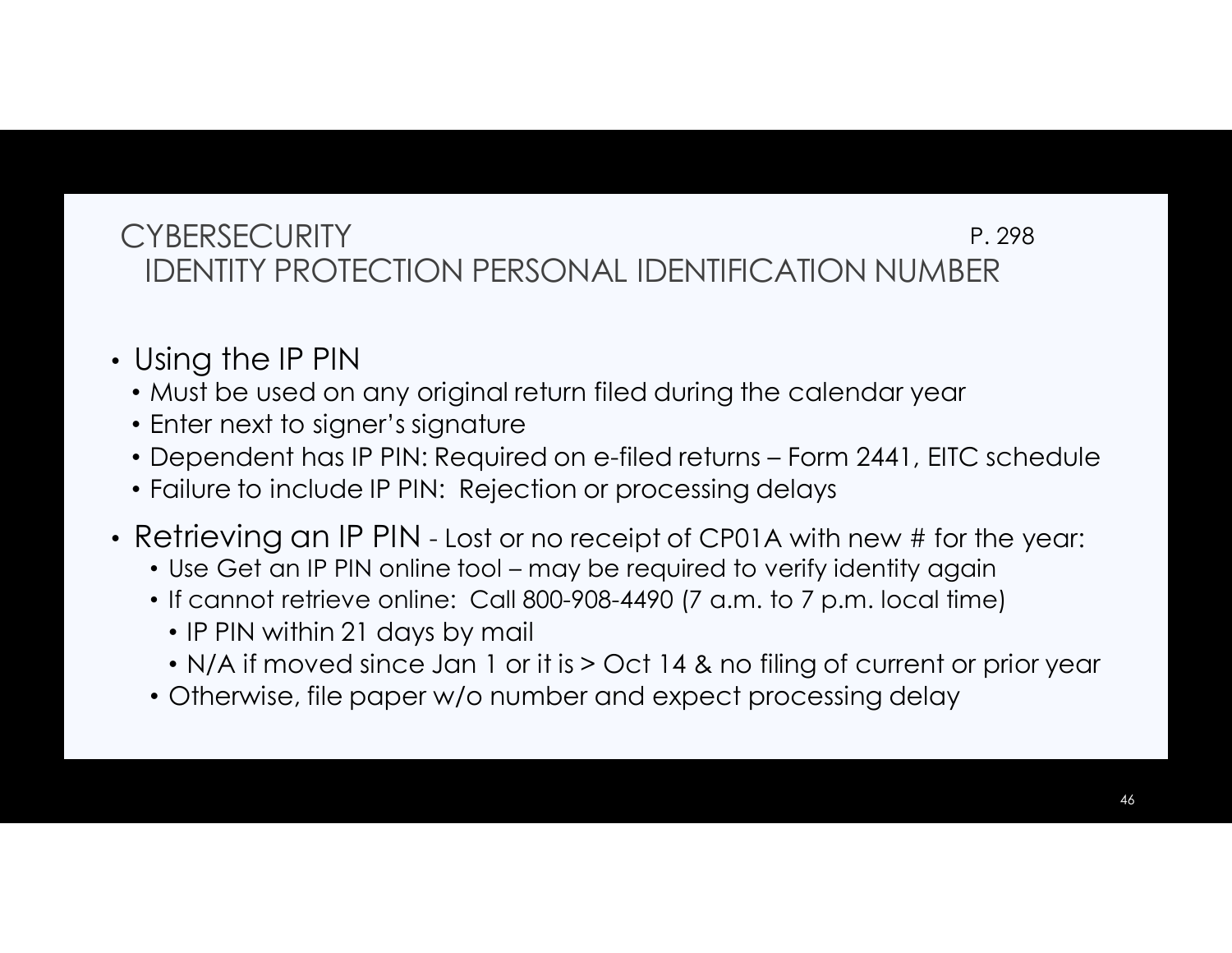# CYBERSECURITY

P. 298

## IDENTITY PROTECTION PERSONAL IDENTIFICATION NUMBER

- Using the IP PIN
  - Must be used on any original return filed during the calendar year
  - Enter next to signer's signature
  - Dependent has IP PIN: Required on e-filed returns – Form 2441, EITC schedule
  - Failure to include IP PIN: Rejection or processing delays
- Retrieving an IP PIN - Lost or no receipt of CP01A with new # for the year:
  - Use Get an IP PIN online tool – may be required to verify identity again
  - If cannot retrieve online: Call 800-908-4490 (7 a.m. to 7 p.m. local time)
    - IP PIN within 21 days by mail
    - N/A if moved since Jan 1 or it is > Oct 14 & no filing of current or prior year
  - Otherwise, file paper w/o number and expect processing delay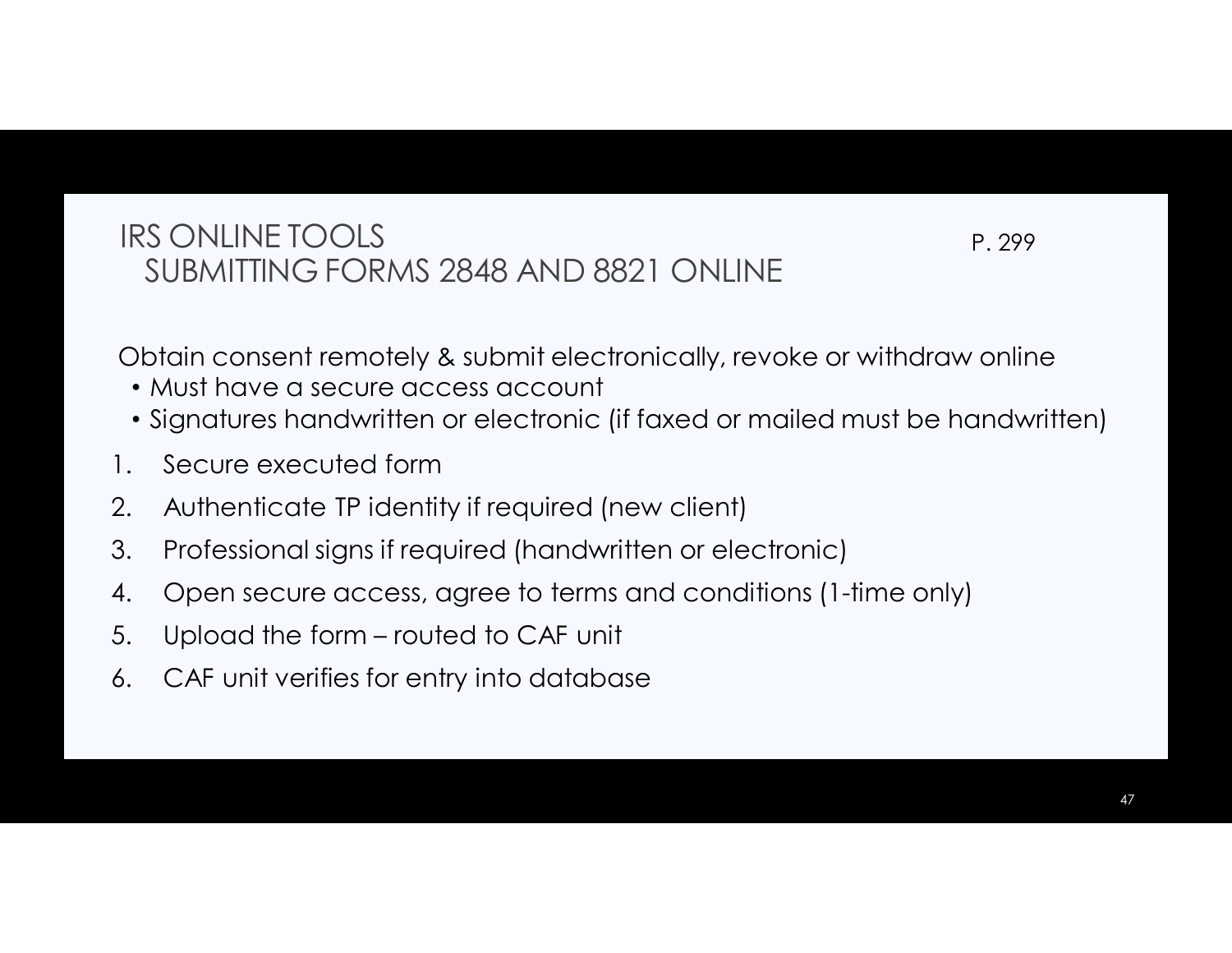# IRS ONLINE TOOLS
## SUBMITTING FORMS 2848 AND 8821 ONLINE

P. 299

Obtain consent remotely & submit electronically, revoke or withdraw online

- Must have a secure access account
- Signatures handwritten or electronic (if faxed or mailed must be handwritten)

1. Secure executed form
2. Authenticate TP identity if required (new client)
3. Professional signs if required (handwritten or electronic)
4. Open secure access, agree to terms and conditions (1-time only)
5. Upload the form – routed to CAF unit
6. CAF unit verifies for entry into database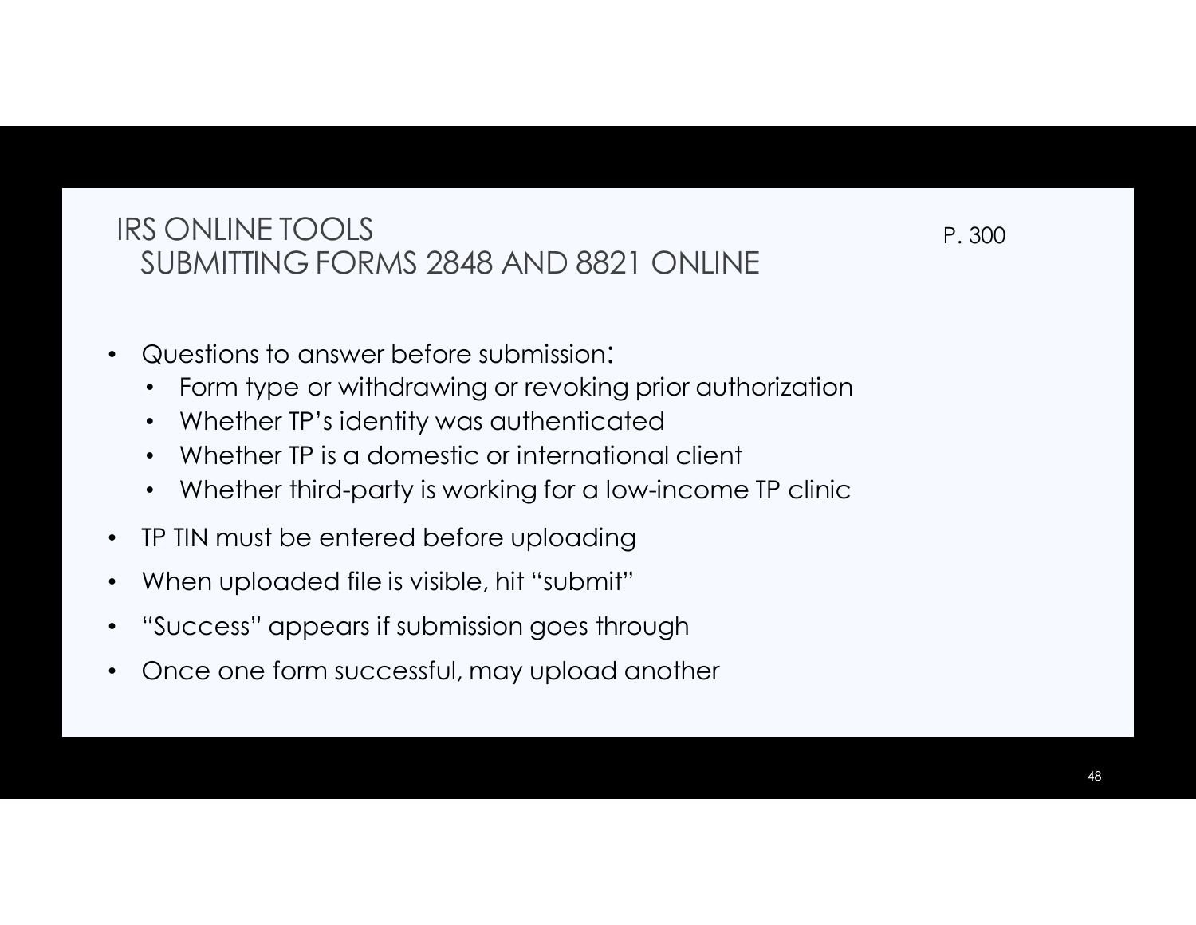# IRS ONLINE TOOLS
## SUBMITTING FORMS 2848 AND 8821 ONLINE

P. 300

- Questions to answer before submission:
  - Form type or withdrawing or revoking prior authorization
  - Whether TP's identity was authenticated
  - Whether TP is a domestic or international client
  - Whether third-party is working for a low-income TP clinic
- TP TIN must be entered before uploading
- When uploaded file is visible, hit "submit"
- "Success" appears if submission goes through
- Once one form successful, may upload another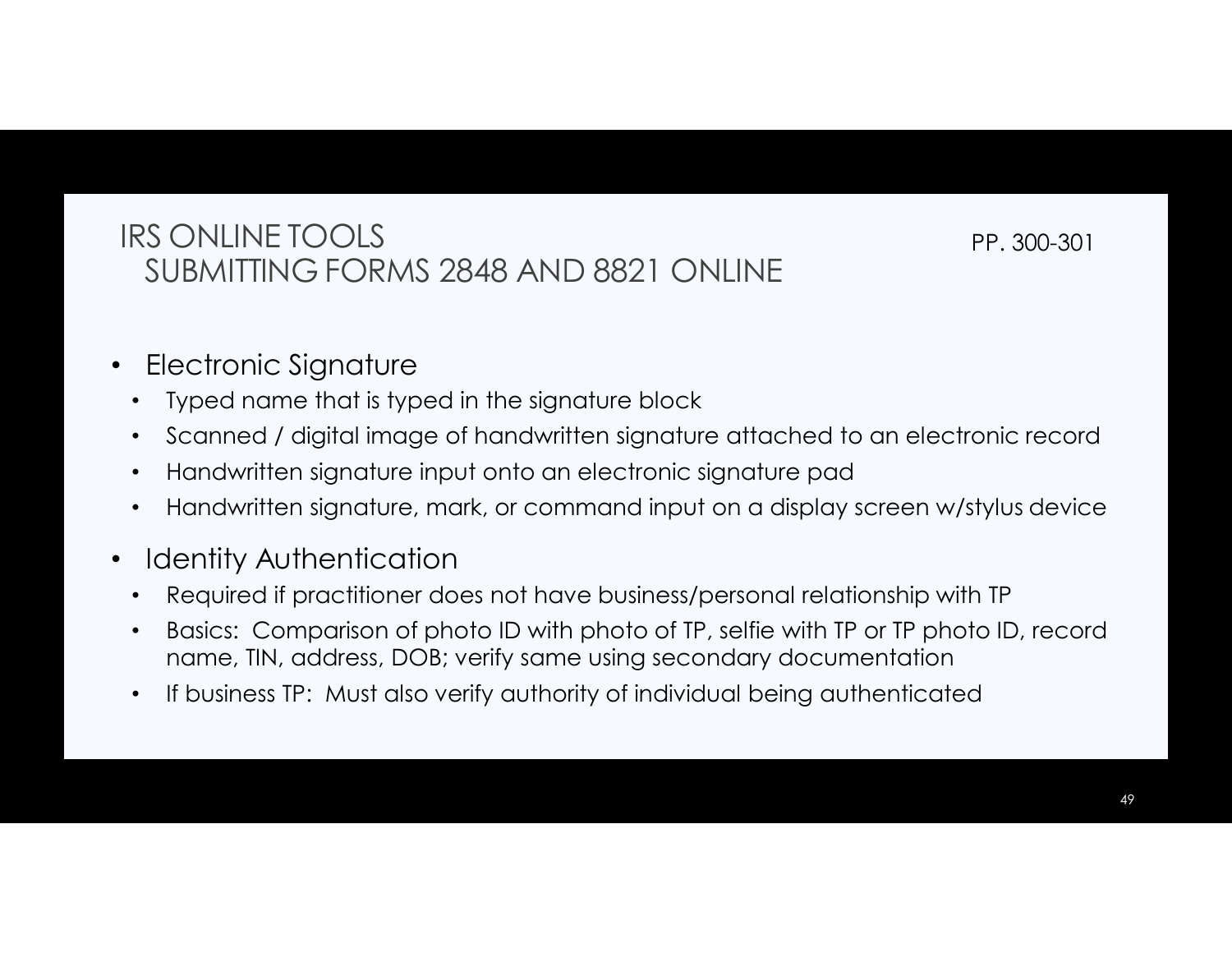# IRS ONLINE TOOLS
## SUBMITTING FORMS 2848 AND 8821 ONLINE

PP. 300-301

- Electronic Signature
  - Typed name that is typed in the signature block
  - Scanned / digital image of handwritten signature attached to an electronic record
  - Handwritten signature input onto an electronic signature pad
  - Handwritten signature, mark, or command input on a display screen w/stylus device
- Identity Authentication
  - Required if practitioner does not have business/personal relationship with TP
  - Basics: Comparison of photo ID with photo of TP, selfie with TP or TP photo ID, record name, TIN, address, DOB; verify same using secondary documentation
  - If business TP: Must also verify authority of individual being authenticated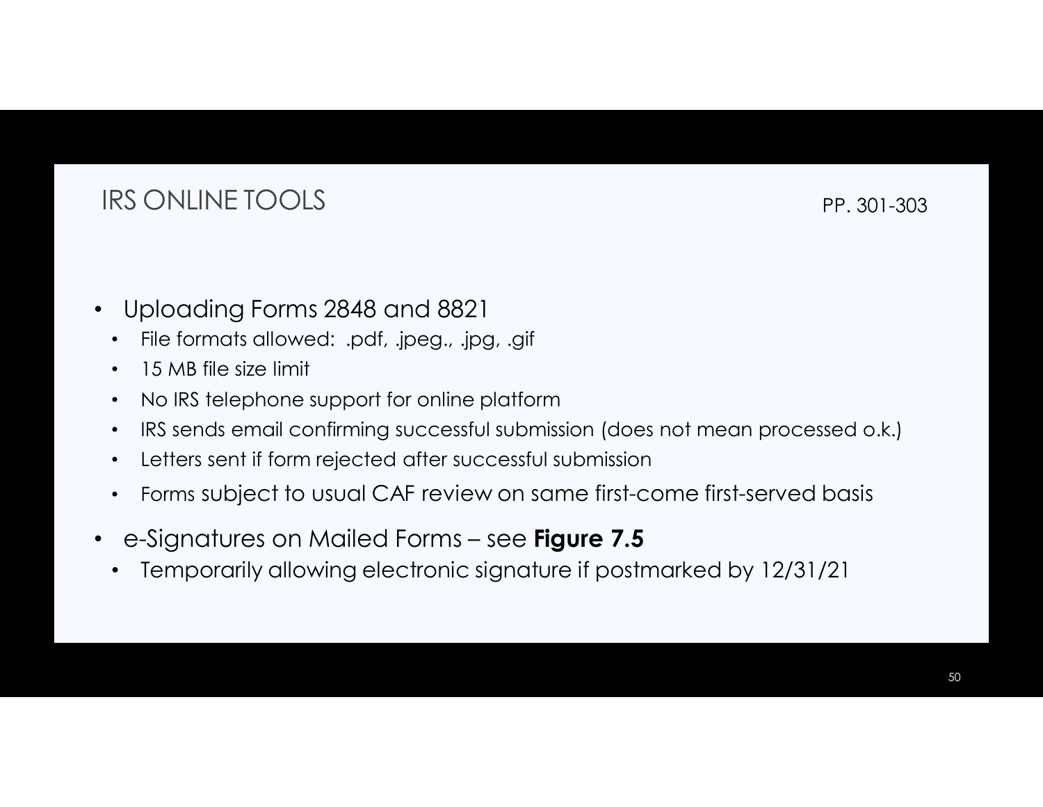## IRS ONLINE TOOLS

PP. 301-303

- Uploading Forms 2848 and 8821
  - File formats allowed: .pdf, .jpeg., .jpg, .gif
  - 15 MB file size limit
  - No IRS telephone support for online platform
  - IRS sends email confirming successful submission (does not mean processed o.k.)
  - Letters sent if form rejected after successful submission
  - Forms subject to usual CAF review on same first-come first-served basis
- e-Signatures on Mailed Forms – see **Figure 7.5**
  - Temporarily allowing electronic signature if postmarked by 12/31/21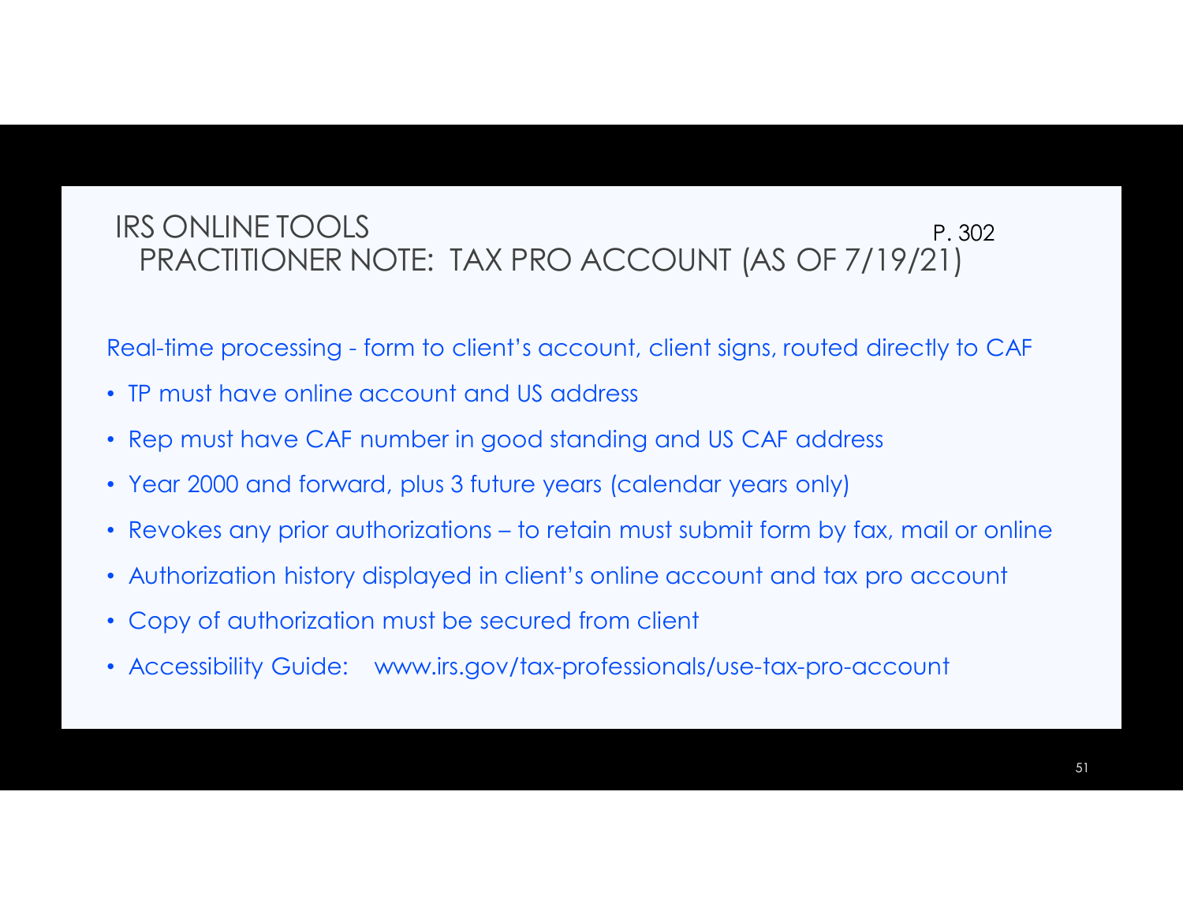# IRS ONLINE TOOLS

## PRACTITIONER NOTE: TAX PRO ACCOUNT (AS OF 7/19/21)

P. 302

Real-time processing - form to client's account, client signs, routed directly to CAF

- TP must have online account and US address
- Rep must have CAF number in good standing and US CAF address
- Year 2000 and forward, plus 3 future years (calendar years only)
- Revokes any prior authorizations – to retain must submit form by fax, mail or online
- Authorization history displayed in client's online account and tax pro account
- Copy of authorization must be secured from client
- Accessibility Guide: www.irs.gov/tax-professionals/use-tax-pro-account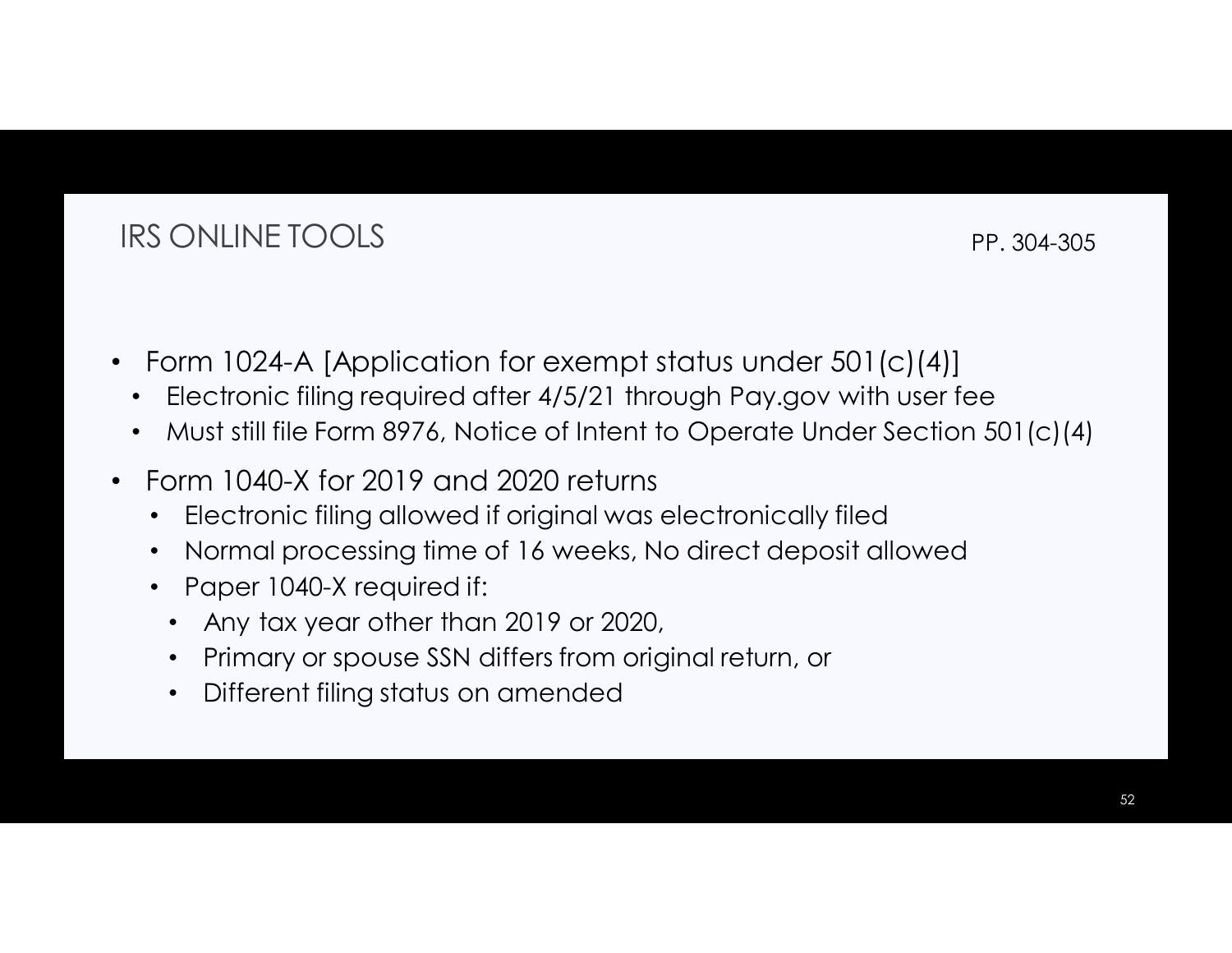## IRS ONLINE TOOLS

PP. 304-305

- Form 1024-A [Application for exempt status under 501(c)(4)]
  - Electronic filing required after 4/5/21 through Pay.gov with user fee
  - Must still file Form 8976, Notice of Intent to Operate Under Section 501(c)(4)
- Form 1040-X for 2019 and 2020 returns
  - Electronic filing allowed if original was electronically filed
  - Normal processing time of 16 weeks, No direct deposit allowed
  - Paper 1040-X required if:
    - Any tax year other than 2019 or 2020,
    - Primary or spouse SSN differs from original return, or
    - Different filing status on amended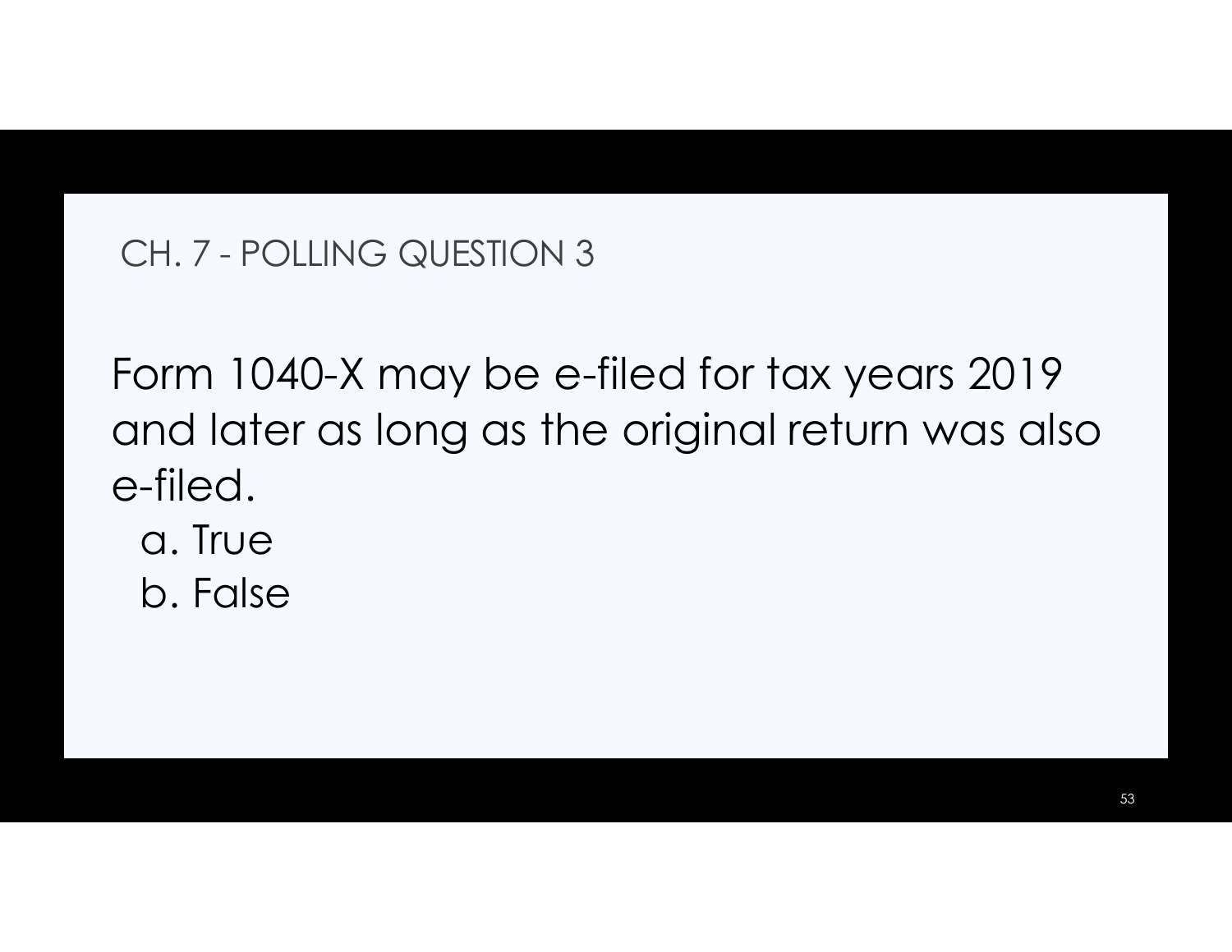## CH. 7 - POLLING QUESTION 3

Form 1040-X may be e-filed for tax years 2019 and later as long as the original return was also e-filed.

a. True

b. False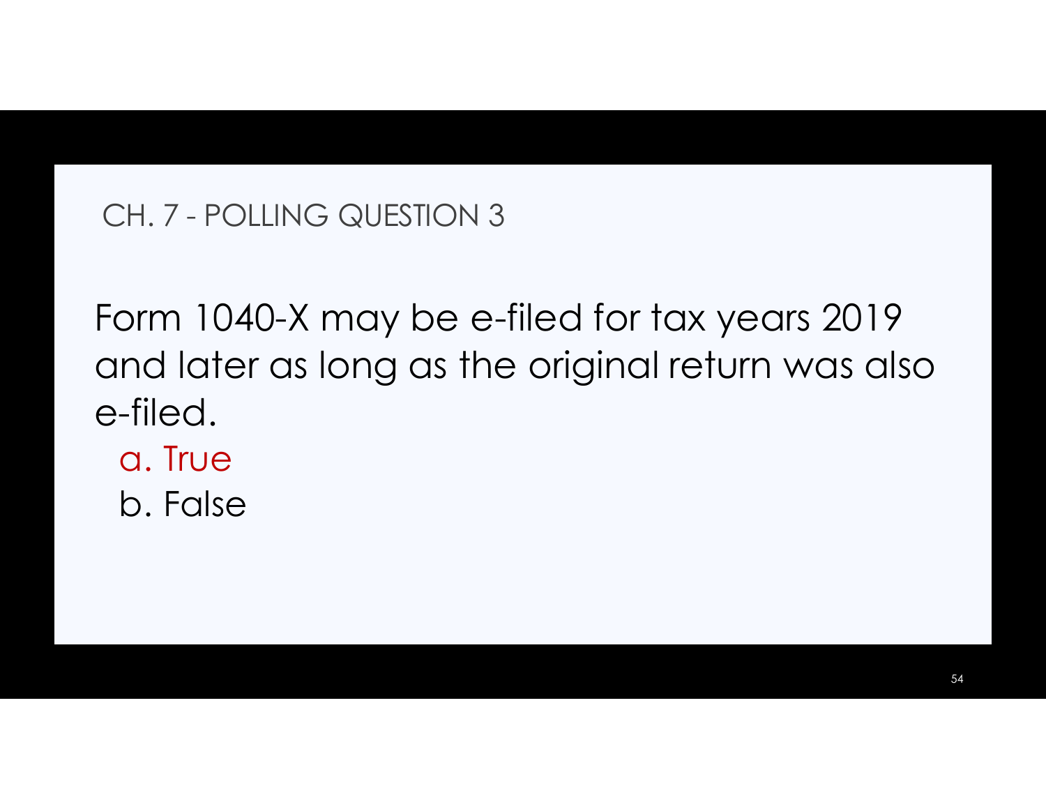## CH. 7 - POLLING QUESTION 3

Form 1040-X may be e-filed for tax years 2019 and later as long as the original return was also e-filed.

a. True

b. False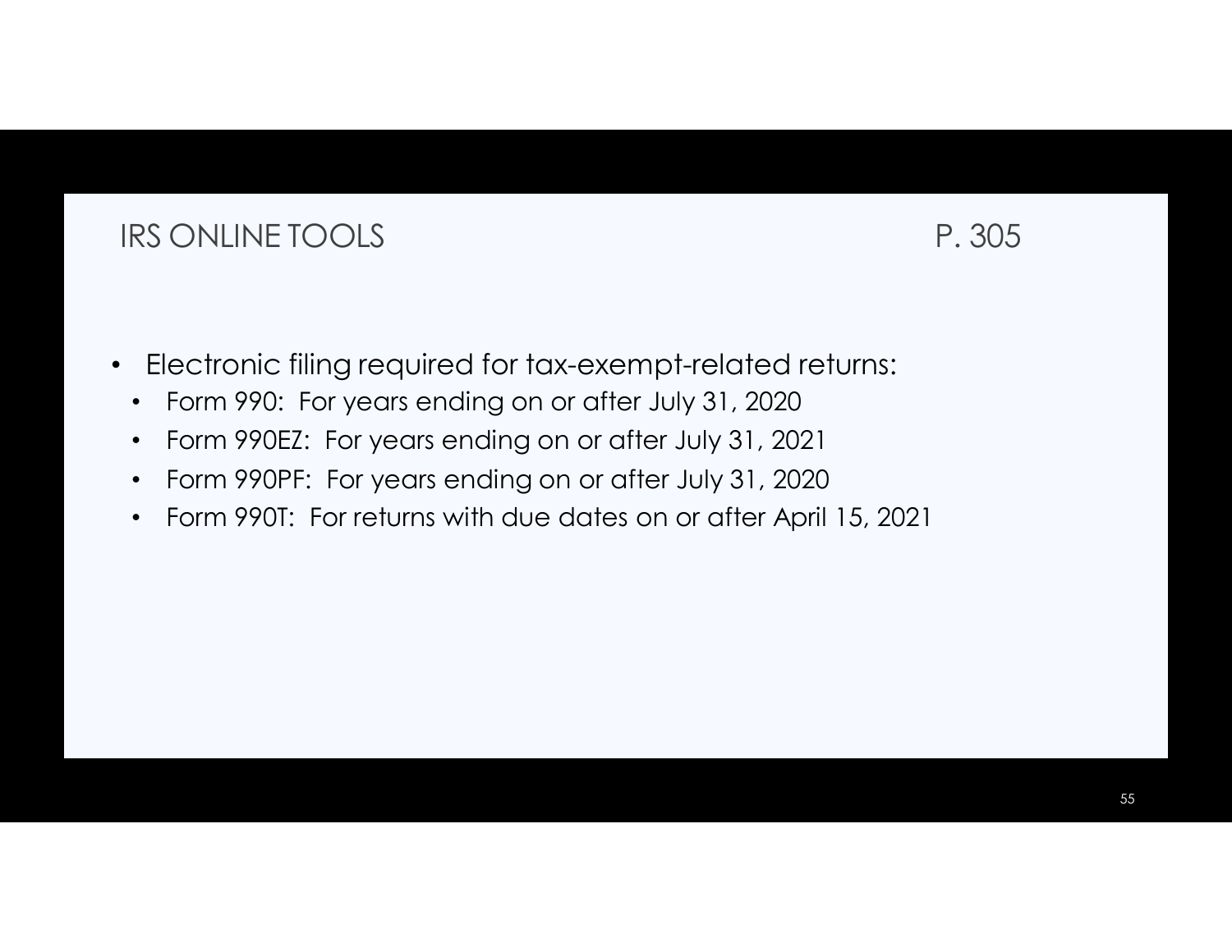## IRS ONLINE TOOLS P. 305

- Electronic filing required for tax-exempt-related returns:
  - Form 990: For years ending on or after July 31, 2020
  - Form 990EZ: For years ending on or after July 31, 2021
  - Form 990PF: For years ending on or after July 31, 2020
  - Form 990T: For returns with due dates on or after April 15, 2021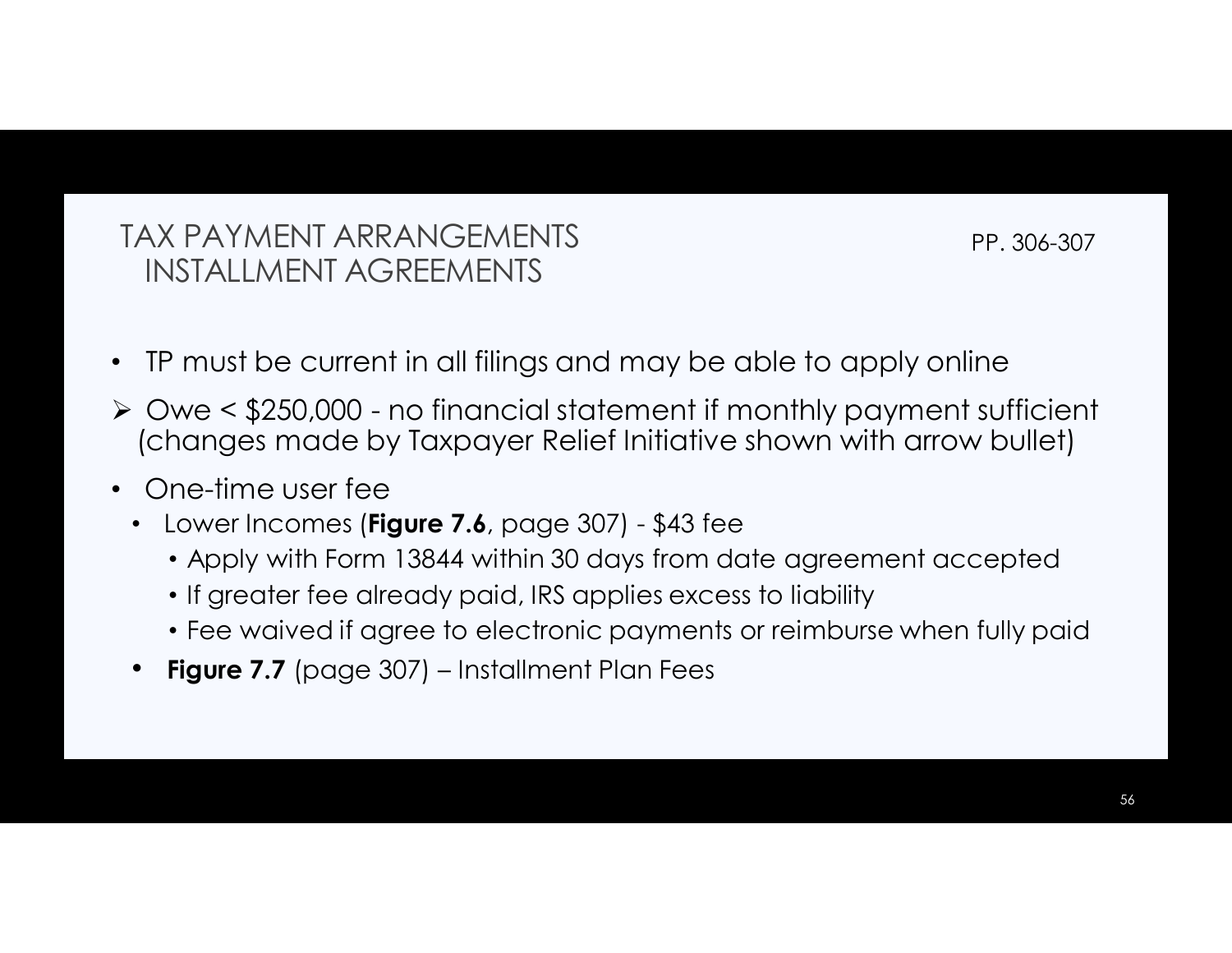## TAX PAYMENT ARRANGEMENTS
## INSTALLMENT AGREEMENTS

PP. 306-307

- TP must be current in all filings and may be able to apply online
- ➢ Owe < $250,000 - no financial statement if monthly payment sufficient (changes made by Taxpayer Relief Initiative shown with arrow bullet)
- One-time user fee
  - Lower Incomes (**Figure 7.6**, page 307) - $43 fee
    - Apply with Form 13844 within 30 days from date agreement accepted
    - If greater fee already paid, IRS applies excess to liability
    - Fee waived if agree to electronic payments or reimburse when fully paid
  - **Figure 7.7** (page 307) – Installment Plan Fees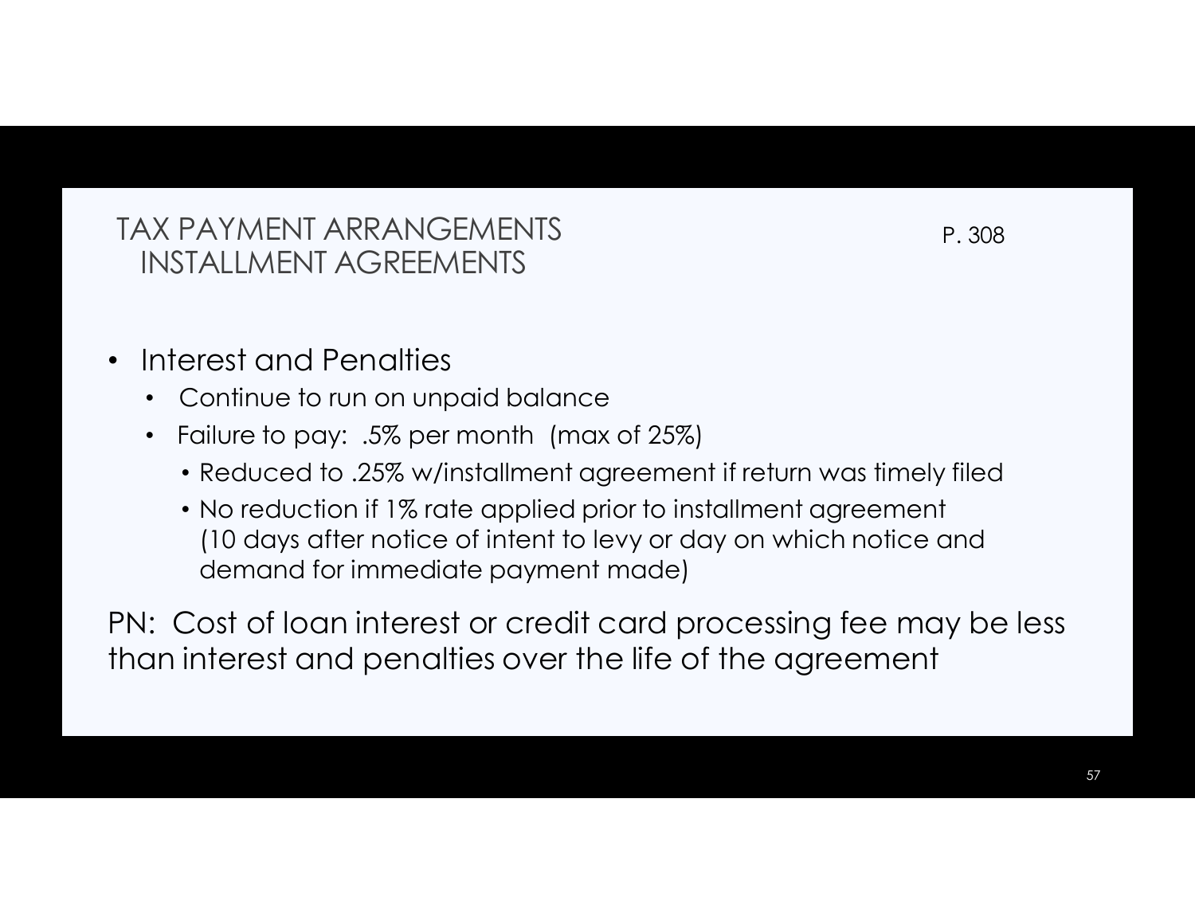## TAX PAYMENT ARRANGEMENTS
## INSTALLMENT AGREEMENTS

P. 308

- Interest and Penalties
  - Continue to run on unpaid balance
  - Failure to pay: .5% per month (max of 25%)
    - Reduced to .25% w/installment agreement if return was timely filed
    - No reduction if 1% rate applied prior to installment agreement (10 days after notice of intent to levy or day on which notice and demand for immediate payment made)

PN: Cost of loan interest or credit card processing fee may be less than interest and penalties over the life of the agreement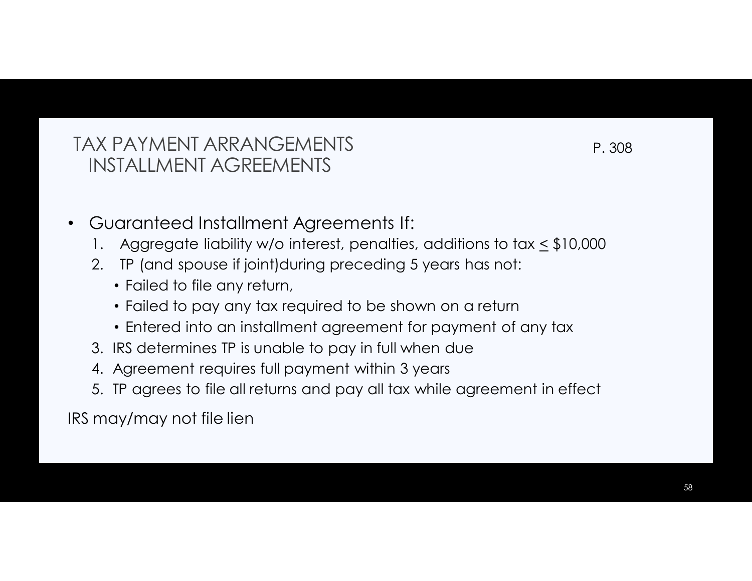# TAX PAYMENT ARRANGEMENTS
## INSTALLMENT AGREEMENTS

P. 308

- Guaranteed Installment Agreements If:
  1. Aggregate liability w/o interest, penalties, additions to tax ≤ $10,000
  2. TP (and spouse if joint)during preceding 5 years has not:
     - Failed to file any return,
     - Failed to pay any tax required to be shown on a return
     - Entered into an installment agreement for payment of any tax
  3. IRS determines TP is unable to pay in full when due
  4. Agreement requires full payment within 3 years
  5. TP agrees to file all returns and pay all tax while agreement in effect

IRS may/may not file lien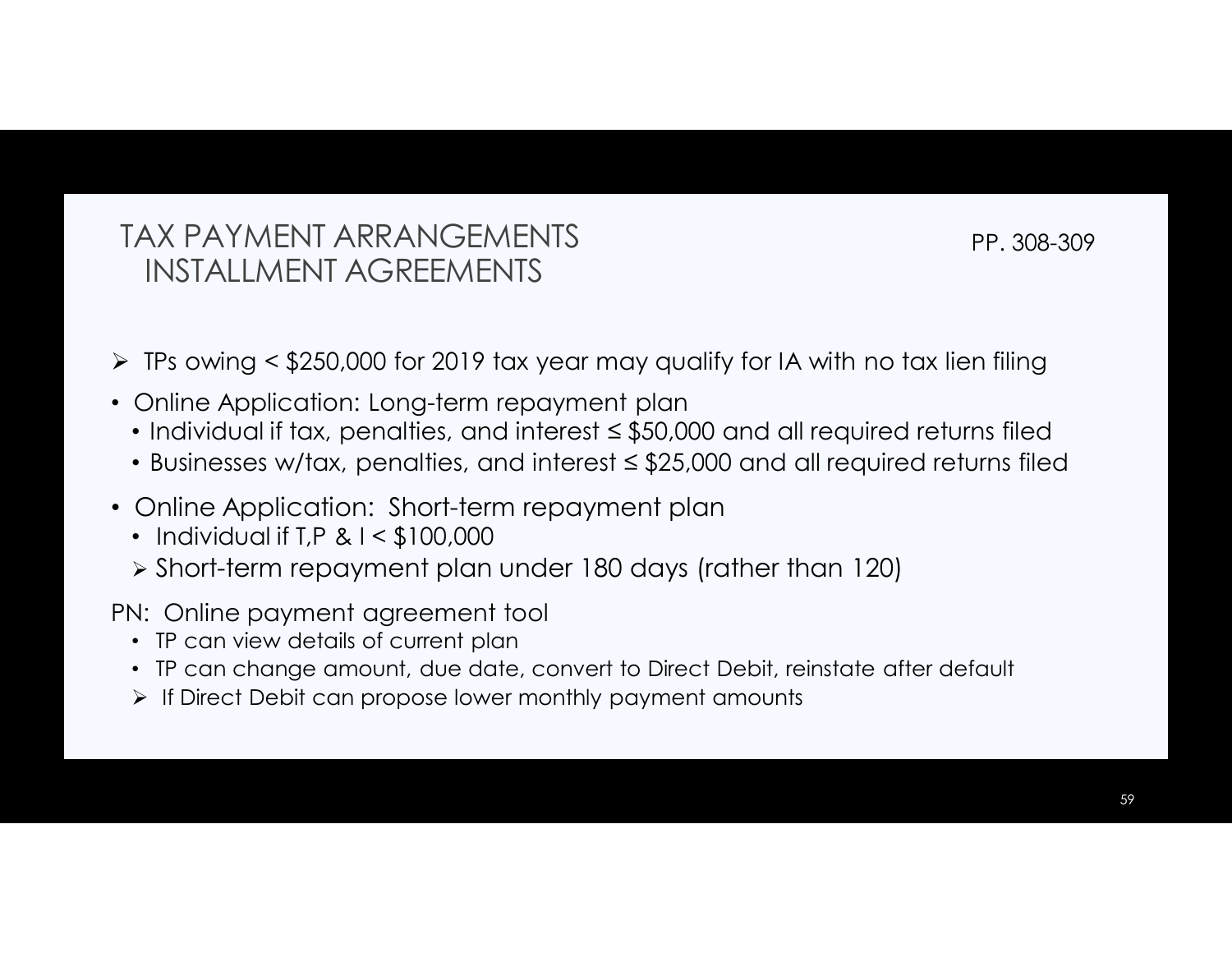# TAX PAYMENT ARRANGEMENTS
## INSTALLMENT AGREEMENTS

PP. 308-309

- TPs owing < $250,000 for 2019 tax year may qualify for IA with no tax lien filing

- Online Application: Long-term repayment plan
  - Individual if tax, penalties, and interest ≤ $50,000 and all required returns filed
  - Businesses w/tax, penalties, and interest ≤ $25,000 and all required returns filed

- Online Application: Short-term repayment plan
  - Individual if T,P & I < $100,000
  - Short-term repayment plan under 180 days (rather than 120)

PN: Online payment agreement tool

- TP can view details of current plan
- TP can change amount, due date, convert to Direct Debit, reinstate after default
- If Direct Debit can propose lower monthly payment amounts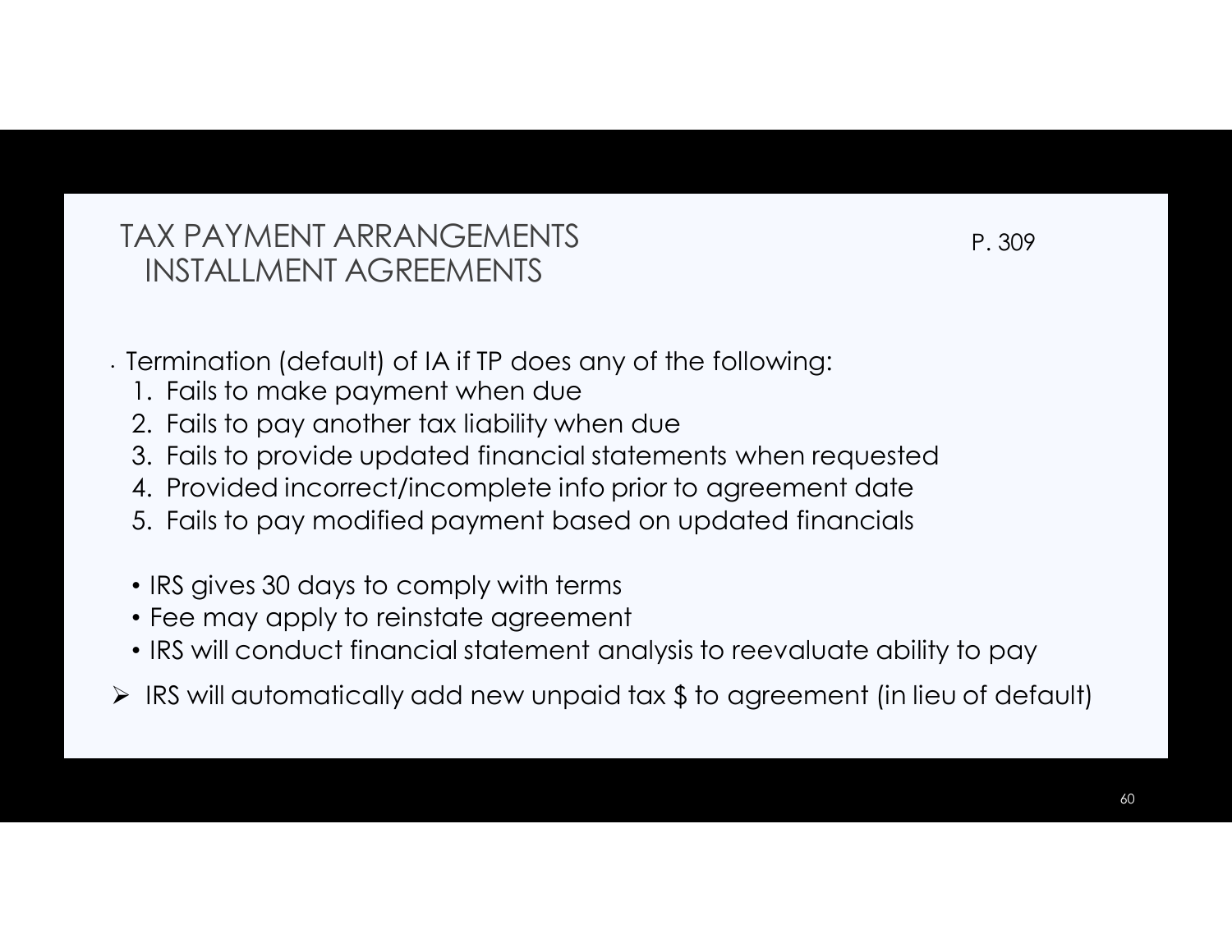# TAX PAYMENT ARRANGEMENTS
## INSTALLMENT AGREEMENTS

P. 309

- Termination (default) of IA if TP does any of the following:
  1. Fails to make payment when due
  2. Fails to pay another tax liability when due
  3. Fails to provide updated financial statements when requested
  4. Provided incorrect/incomplete info prior to agreement date
  5. Fails to pay modified payment based on updated financials

  - IRS gives 30 days to comply with terms
  - Fee may apply to reinstate agreement
  - IRS will conduct financial statement analysis to reevaluate ability to pay

- IRS will automatically add new unpaid tax $ to agreement (in lieu of default)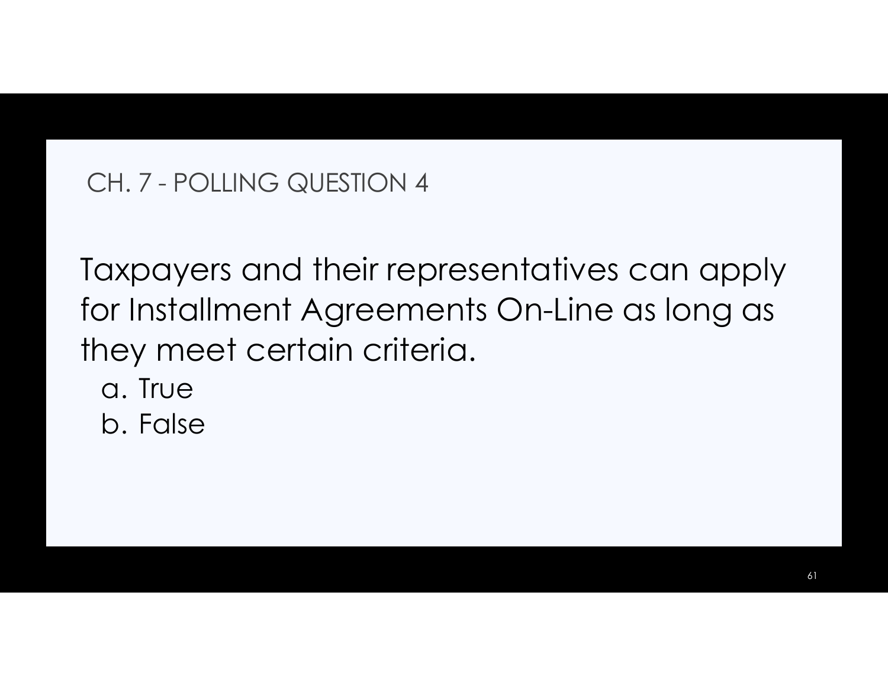## CH. 7 - POLLING QUESTION 4

Taxpayers and their representatives can apply for Installment Agreements On-Line as long as they meet certain criteria.

a. True
b. False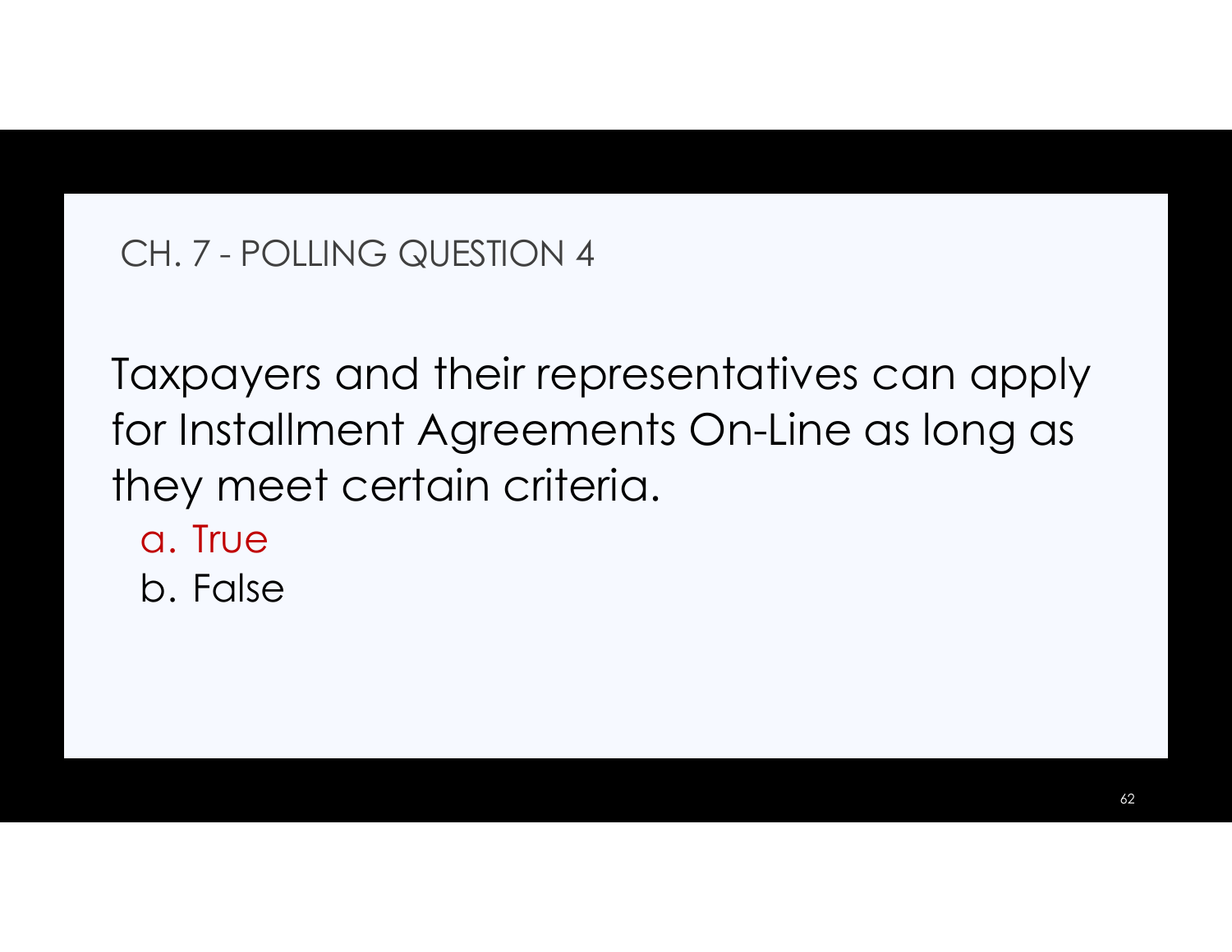## CH. 7 - POLLING QUESTION 4

Taxpayers and their representatives can apply for Installment Agreements On-Line as long as they meet certain criteria.

a. True
b. False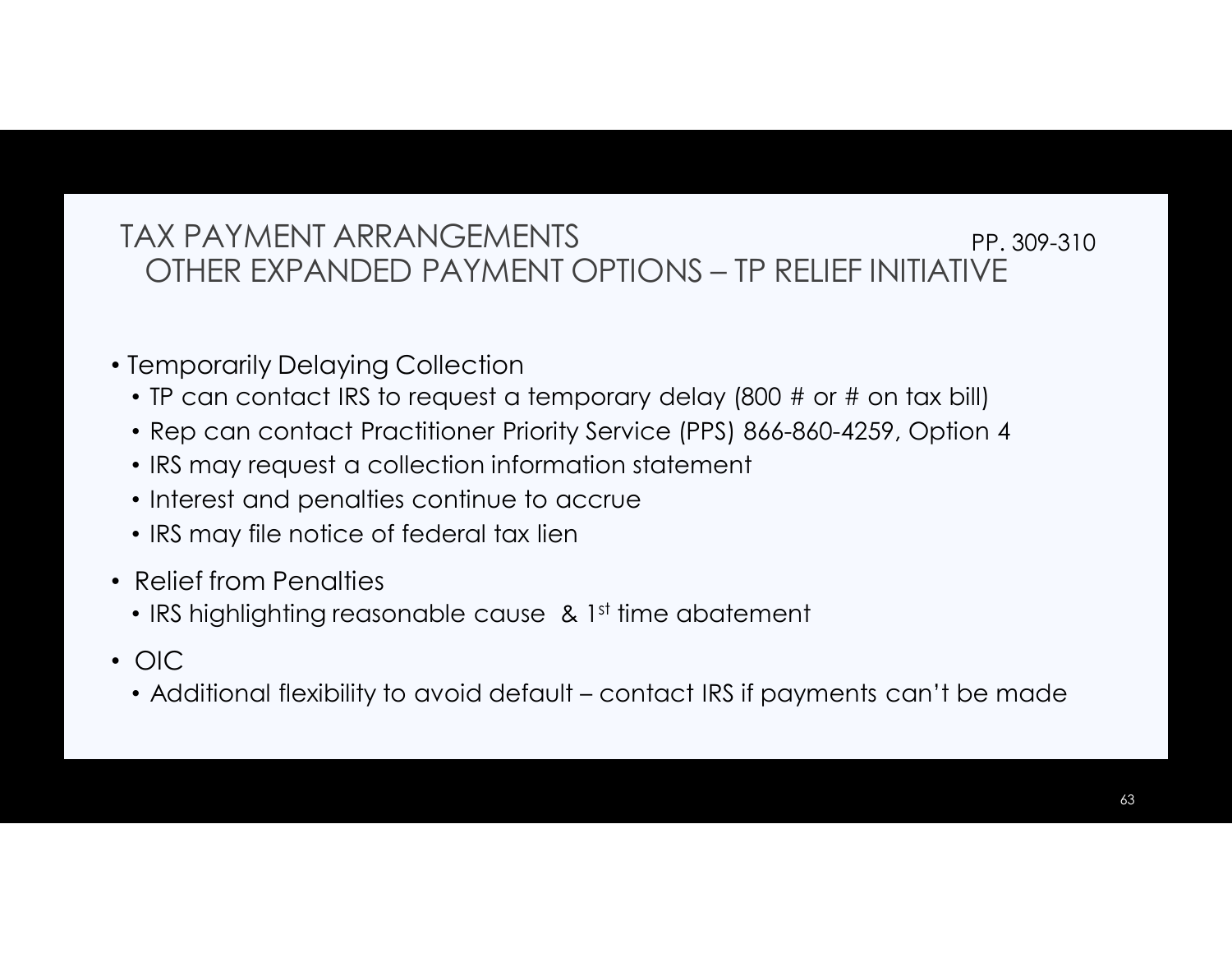# TAX PAYMENT ARRANGEMENTS

PP. 309-310

## OTHER EXPANDED PAYMENT OPTIONS – TP RELIEF INITIATIVE

- Temporarily Delaying Collection
  - TP can contact IRS to request a temporary delay (800 # or # on tax bill)
  - Rep can contact Practitioner Priority Service (PPS) 866-860-4259, Option 4
  - IRS may request a collection information statement
  - Interest and penalties continue to accrue
  - IRS may file notice of federal tax lien
- Relief from Penalties
  - IRS highlighting reasonable cause & 1st time abatement
- OIC
  - Additional flexibility to avoid default – contact IRS if payments can't be made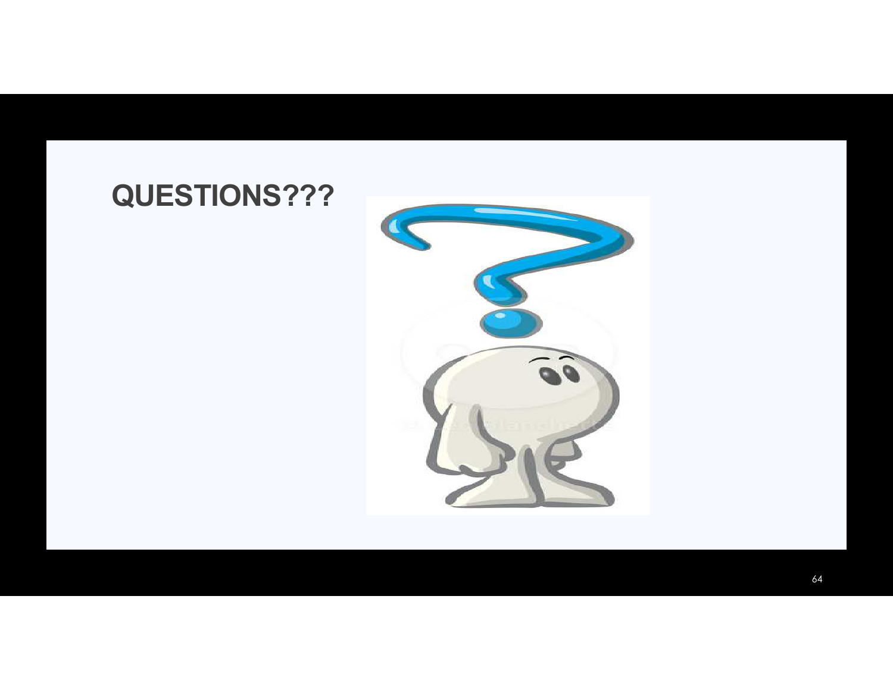# QUESTIONS???